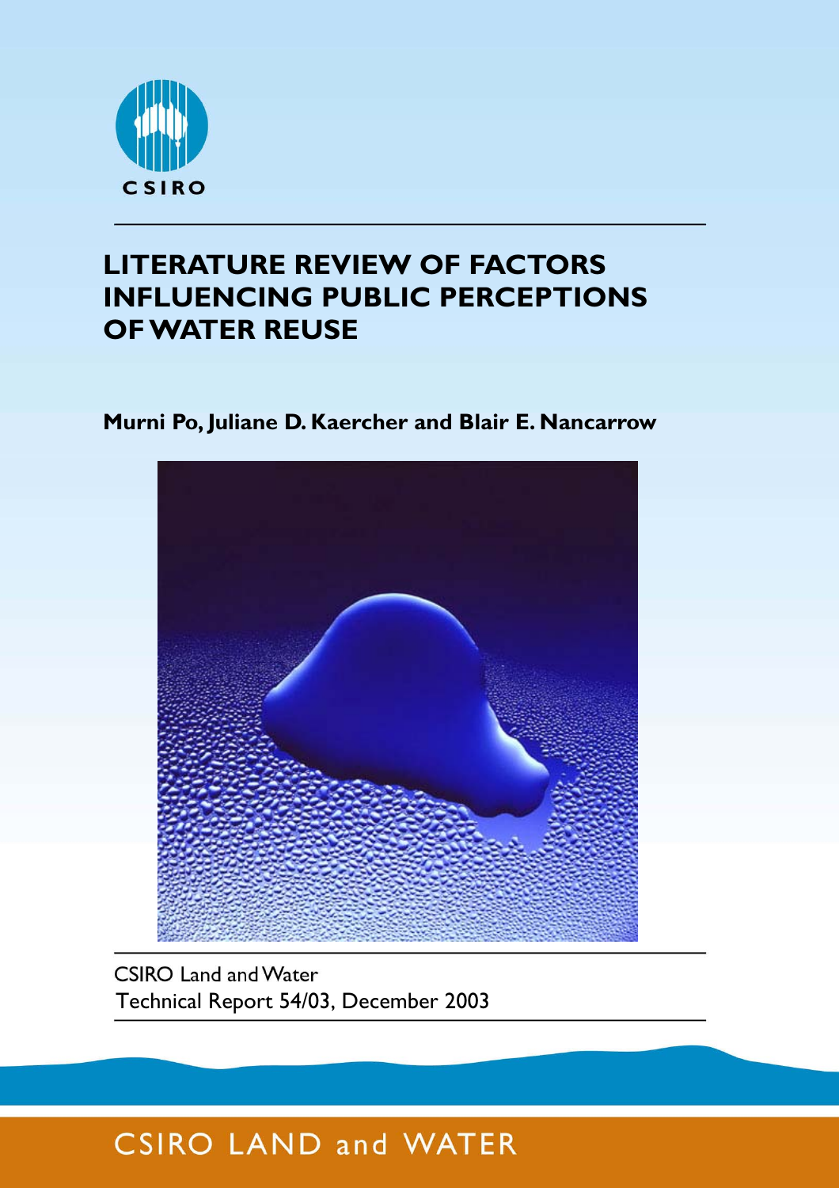CSIRO

# LITERATURE REVIEW OF FACTORS INFLUENCING PUBLIC PERCEPTIONS OF WATER REUSE

**Murni Po, Juliane D. Kaercher and Blair E. Nancarrow**

CSIRO Land and Water
Technical Report 54/03, December 2003

CSIRO LAND and WATER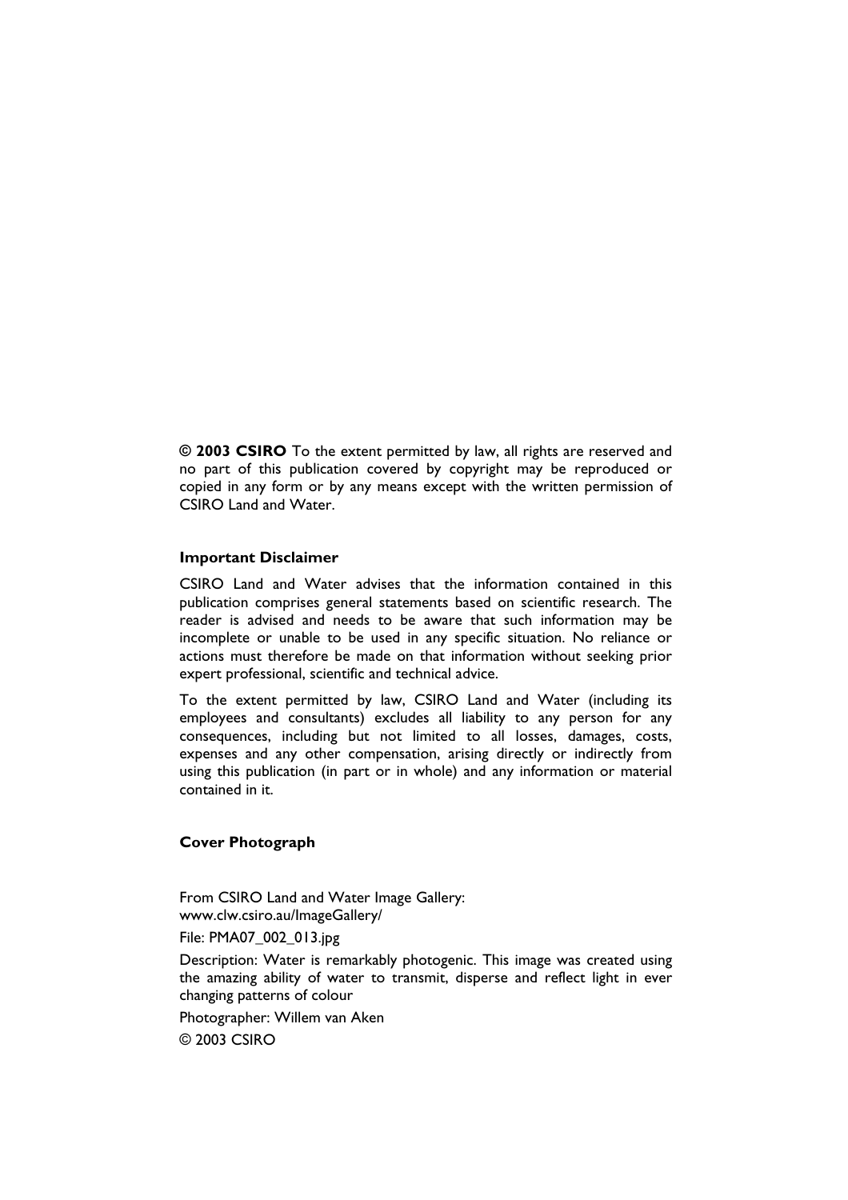**© 2003 CSIRO** To the extent permitted by law, all rights are reserved and no part of this publication covered by copyright may be reproduced or copied in any form or by any means except with the written permission of CSIRO Land and Water.

**Important Disclaimer**

CSIRO Land and Water advises that the information contained in this publication comprises general statements based on scientific research. The reader is advised and needs to be aware that such information may be incomplete or unable to be used in any specific situation. No reliance or actions must therefore be made on that information without seeking prior expert professional, scientific and technical advice.

To the extent permitted by law, CSIRO Land and Water (including its employees and consultants) excludes all liability to any person for any consequences, including but not limited to all losses, damages, costs, expenses and any other compensation, arising directly or indirectly from using this publication (in part or in whole) and any information or material contained in it.

**Cover Photograph**

From CSIRO Land and Water Image Gallery:
www.clw.csiro.au/ImageGallery/

File: PMA07_002_013.jpg

Description: Water is remarkably photogenic. This image was created using the amazing ability of water to transmit, disperse and reflect light in ever changing patterns of colour

Photographer: Willem van Aken

© 2003 CSIRO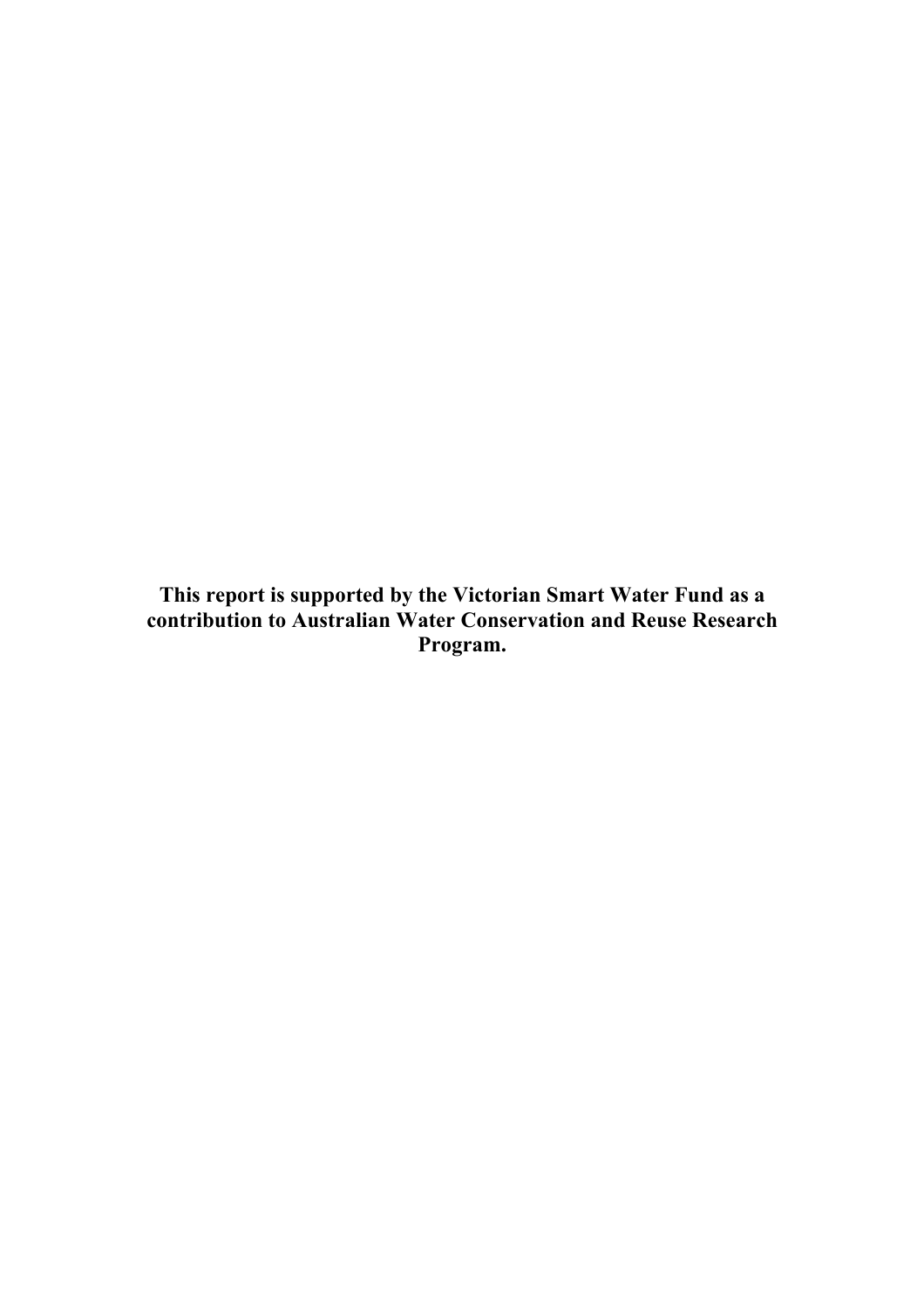**This report is supported by the Victorian Smart Water Fund as a contribution to Australian Water Conservation and Reuse Research Program.**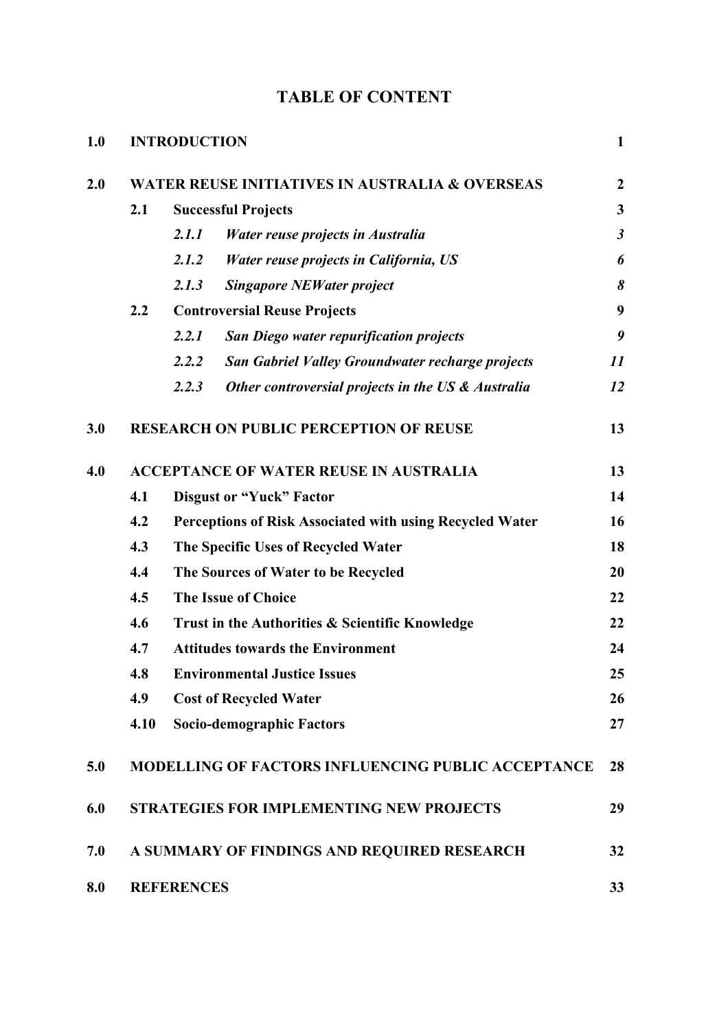# TABLE OF CONTENT

| | | | |
|---|---|---|---|
| **1.0** | **INTRODUCTION** | | **1** |
| **2.0** | **WATER REUSE INITIATIVES IN AUSTRALIA & OVERSEAS** | | **2** |
| | **2.1** | **Successful Projects** | **3** |
| | | ***2.1.1 Water reuse projects in Australia*** | ***3*** |
| | | ***2.1.2 Water reuse projects in California, US*** | ***6*** |
| | | ***2.1.3 Singapore NEWater project*** | ***8*** |
| | **2.2** | **Controversial Reuse Projects** | **9** |
| | | ***2.2.1 San Diego water repurification projects*** | ***9*** |
| | | ***2.2.2 San Gabriel Valley Groundwater recharge projects*** | ***11*** |
| | | ***2.2.3 Other controversial projects in the US & Australia*** | ***12*** |
| **3.0** | **RESEARCH ON PUBLIC PERCEPTION OF REUSE** | | **13** |
| **4.0** | **ACCEPTANCE OF WATER REUSE IN AUSTRALIA** | | **13** |
| | **4.1** | **Disgust or "Yuck" Factor** | **14** |
| | **4.2** | **Perceptions of Risk Associated with using Recycled Water** | **16** |
| | **4.3** | **The Specific Uses of Recycled Water** | **18** |
| | **4.4** | **The Sources of Water to be Recycled** | **20** |
| | **4.5** | **The Issue of Choice** | **22** |
| | **4.6** | **Trust in the Authorities & Scientific Knowledge** | **22** |
| | **4.7** | **Attitudes towards the Environment** | **24** |
| | **4.8** | **Environmental Justice Issues** | **25** |
| | **4.9** | **Cost of Recycled Water** | **26** |
| | **4.10** | **Socio-demographic Factors** | **27** |
| **5.0** | **MODELLING OF FACTORS INFLUENCING PUBLIC ACCEPTANCE** | | **28** |
| **6.0** | **STRATEGIES FOR IMPLEMENTING NEW PROJECTS** | | **29** |
| **7.0** | **A SUMMARY OF FINDINGS AND REQUIRED RESEARCH** | | **32** |
| **8.0** | **REFERENCES** | | **33** |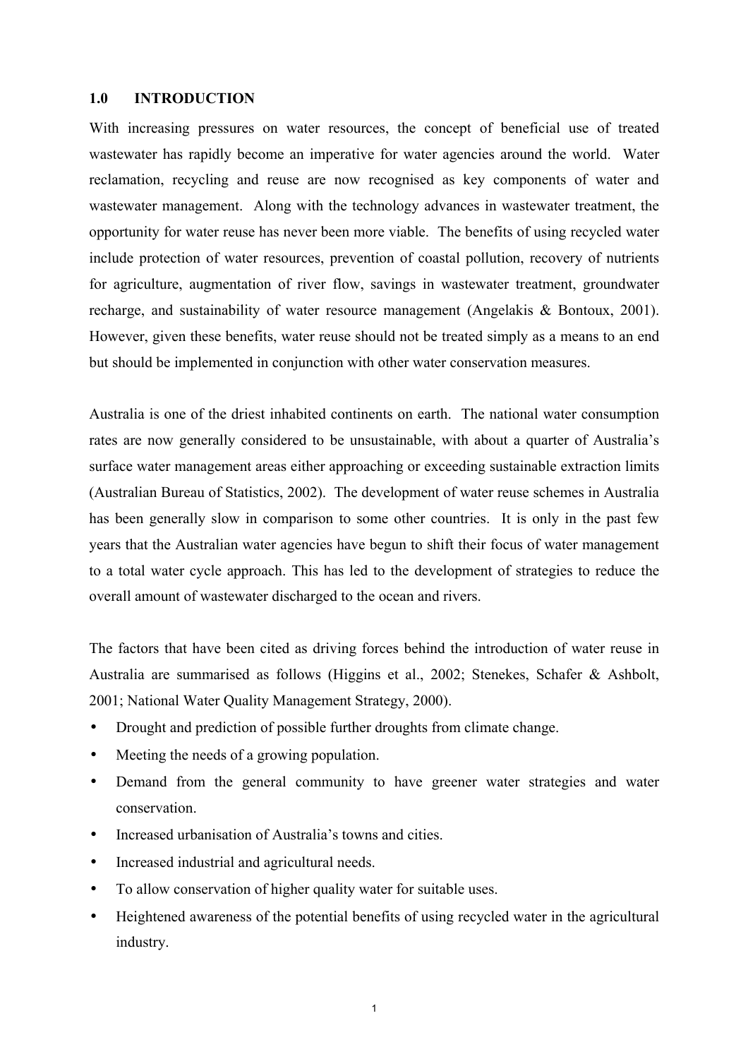## 1.0 INTRODUCTION

With increasing pressures on water resources, the concept of beneficial use of treated wastewater has rapidly become an imperative for water agencies around the world. Water reclamation, recycling and reuse are now recognised as key components of water and wastewater management. Along with the technology advances in wastewater treatment, the opportunity for water reuse has never been more viable. The benefits of using recycled water include protection of water resources, prevention of coastal pollution, recovery of nutrients for agriculture, augmentation of river flow, savings in wastewater treatment, groundwater recharge, and sustainability of water resource management (Angelakis & Bontoux, 2001). However, given these benefits, water reuse should not be treated simply as a means to an end but should be implemented in conjunction with other water conservation measures.

Australia is one of the driest inhabited continents on earth. The national water consumption rates are now generally considered to be unsustainable, with about a quarter of Australia's surface water management areas either approaching or exceeding sustainable extraction limits (Australian Bureau of Statistics, 2002). The development of water reuse schemes in Australia has been generally slow in comparison to some other countries. It is only in the past few years that the Australian water agencies have begun to shift their focus of water management to a total water cycle approach. This has led to the development of strategies to reduce the overall amount of wastewater discharged to the ocean and rivers.

The factors that have been cited as driving forces behind the introduction of water reuse in Australia are summarised as follows (Higgins et al., 2002; Stenekes, Schafer & Ashbolt, 2001; National Water Quality Management Strategy, 2000).

- Drought and prediction of possible further droughts from climate change.
- Meeting the needs of a growing population.
- Demand from the general community to have greener water strategies and water conservation.
- Increased urbanisation of Australia's towns and cities.
- Increased industrial and agricultural needs.
- To allow conservation of higher quality water for suitable uses.
- Heightened awareness of the potential benefits of using recycled water in the agricultural industry.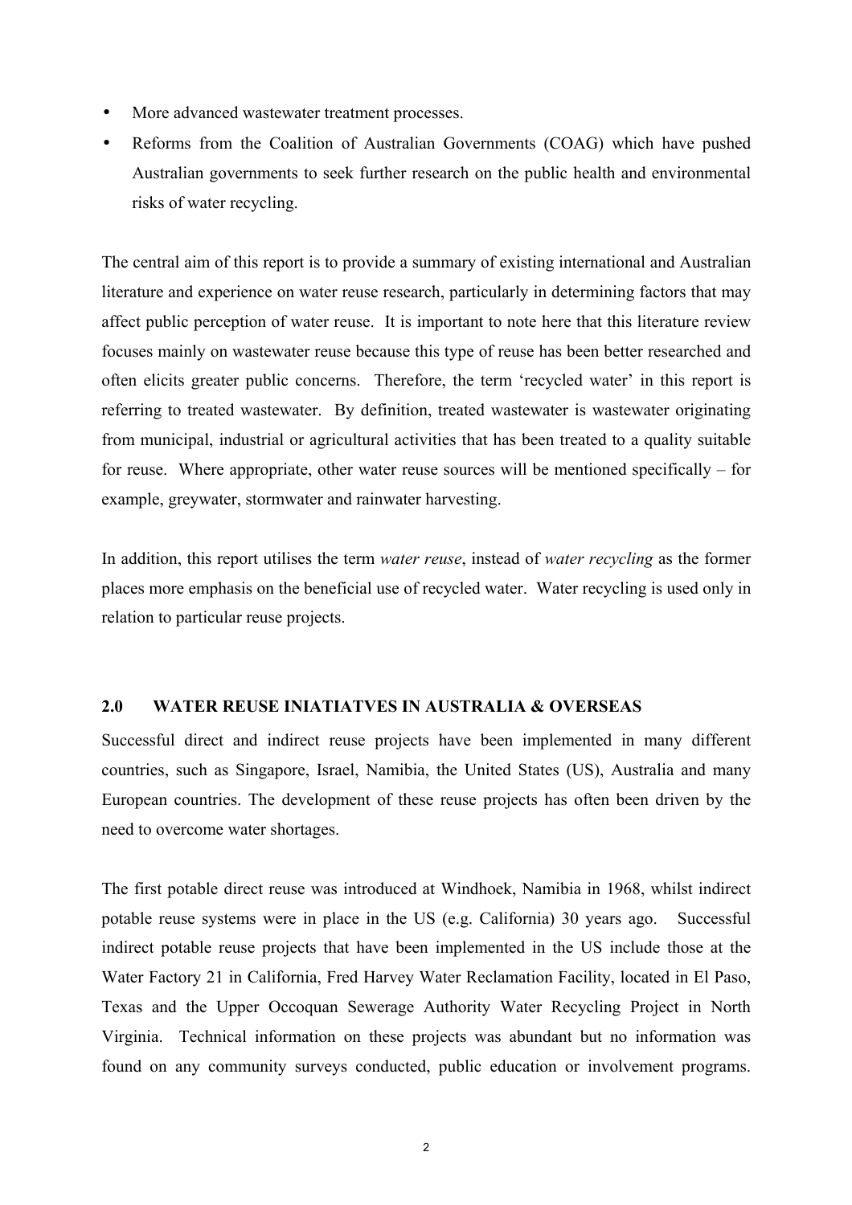- More advanced wastewater treatment processes.
- Reforms from the Coalition of Australian Governments (COAG) which have pushed Australian governments to seek further research on the public health and environmental risks of water recycling.

The central aim of this report is to provide a summary of existing international and Australian literature and experience on water reuse research, particularly in determining factors that may affect public perception of water reuse. It is important to note here that this literature review focuses mainly on wastewater reuse because this type of reuse has been better researched and often elicits greater public concerns. Therefore, the term 'recycled water' in this report is referring to treated wastewater. By definition, treated wastewater is wastewater originating from municipal, industrial or agricultural activities that has been treated to a quality suitable for reuse. Where appropriate, other water reuse sources will be mentioned specifically – for example, greywater, stormwater and rainwater harvesting.

In addition, this report utilises the term *water reuse*, instead of *water recycling* as the former places more emphasis on the beneficial use of recycled water. Water recycling is used only in relation to particular reuse projects.

## 2.0 WATER REUSE INIATIATVES IN AUSTRALIA & OVERSEAS

Successful direct and indirect reuse projects have been implemented in many different countries, such as Singapore, Israel, Namibia, the United States (US), Australia and many European countries. The development of these reuse projects has often been driven by the need to overcome water shortages.

The first potable direct reuse was introduced at Windhoek, Namibia in 1968, whilst indirect potable reuse systems were in place in the US (e.g. California) 30 years ago. Successful indirect potable reuse projects that have been implemented in the US include those at the Water Factory 21 in California, Fred Harvey Water Reclamation Facility, located in El Paso, Texas and the Upper Occoquan Sewerage Authority Water Recycling Project in North Virginia. Technical information on these projects was abundant but no information was found on any community surveys conducted, public education or involvement programs.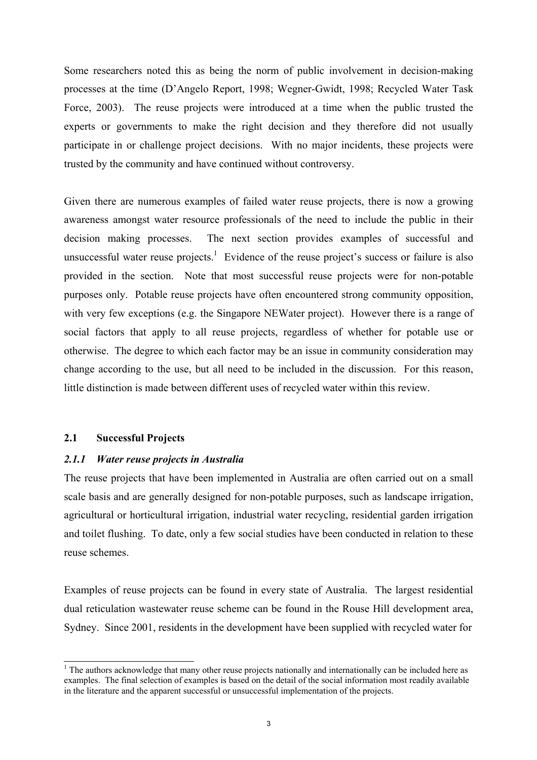Some researchers noted this as being the norm of public involvement in decision-making processes at the time (D'Angelo Report, 1998; Wegner-Gwidt, 1998; Recycled Water Task Force, 2003). The reuse projects were introduced at a time when the public trusted the experts or governments to make the right decision and they therefore did not usually participate in or challenge project decisions. With no major incidents, these projects were trusted by the community and have continued without controversy.

Given there are numerous examples of failed water reuse projects, there is now a growing awareness amongst water resource professionals of the need to include the public in their decision making processes. The next section provides examples of successful and unsuccessful water reuse projects.[1] Evidence of the reuse project's success or failure is also provided in the section. Note that most successful reuse projects were for non-potable purposes only. Potable reuse projects have often encountered strong community opposition, with very few exceptions (e.g. the Singapore NEWater project). However there is a range of social factors that apply to all reuse projects, regardless of whether for potable use or otherwise. The degree to which each factor may be an issue in community consideration may change according to the use, but all need to be included in the discussion. For this reason, little distinction is made between different uses of recycled water within this review.

## 2.1 Successful Projects

### *2.1.1 Water reuse projects in Australia*

The reuse projects that have been implemented in Australia are often carried out on a small scale basis and are generally designed for non-potable purposes, such as landscape irrigation, agricultural or horticultural irrigation, industrial water recycling, residential garden irrigation and toilet flushing. To date, only a few social studies have been conducted in relation to these reuse schemes.

Examples of reuse projects can be found in every state of Australia. The largest residential dual reticulation wastewater reuse scheme can be found in the Rouse Hill development area, Sydney. Since 2001, residents in the development have been supplied with recycled water for

[1] The authors acknowledge that many other reuse projects nationally and internationally can be included here as examples. The final selection of examples is based on the detail of the social information most readily available in the literature and the apparent successful or unsuccessful implementation of the projects.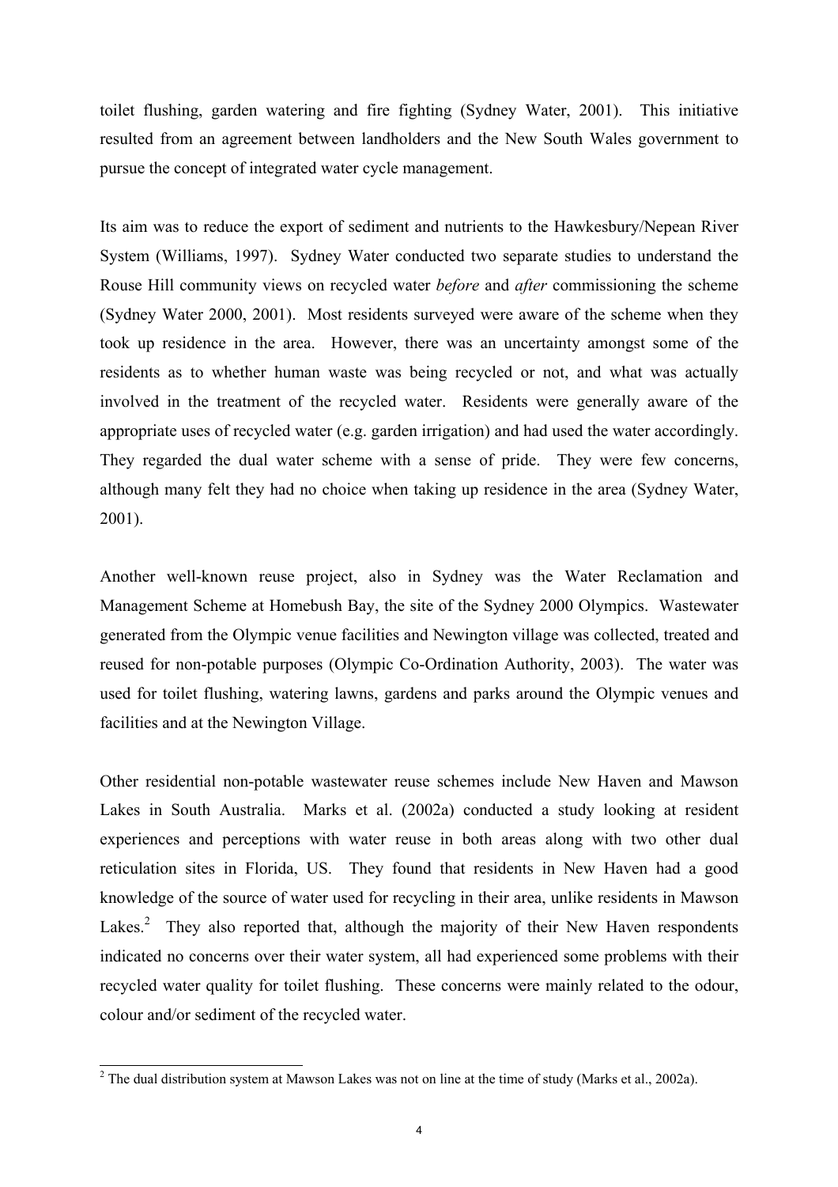toilet flushing, garden watering and fire fighting (Sydney Water, 2001). This initiative resulted from an agreement between landholders and the New South Wales government to pursue the concept of integrated water cycle management.

Its aim was to reduce the export of sediment and nutrients to the Hawkesbury/Nepean River System (Williams, 1997). Sydney Water conducted two separate studies to understand the Rouse Hill community views on recycled water *before* and *after* commissioning the scheme (Sydney Water 2000, 2001). Most residents surveyed were aware of the scheme when they took up residence in the area. However, there was an uncertainty amongst some of the residents as to whether human waste was being recycled or not, and what was actually involved in the treatment of the recycled water. Residents were generally aware of the appropriate uses of recycled water (e.g. garden irrigation) and had used the water accordingly. They regarded the dual water scheme with a sense of pride. They were few concerns, although many felt they had no choice when taking up residence in the area (Sydney Water, 2001).

Another well-known reuse project, also in Sydney was the Water Reclamation and Management Scheme at Homebush Bay, the site of the Sydney 2000 Olympics. Wastewater generated from the Olympic venue facilities and Newington village was collected, treated and reused for non-potable purposes (Olympic Co-Ordination Authority, 2003). The water was used for toilet flushing, watering lawns, gardens and parks around the Olympic venues and facilities and at the Newington Village.

Other residential non-potable wastewater reuse schemes include New Haven and Mawson Lakes in South Australia. Marks et al. (2002a) conducted a study looking at resident experiences and perceptions with water reuse in both areas along with two other dual reticulation sites in Florida, US. They found that residents in New Haven had a good knowledge of the source of water used for recycling in their area, unlike residents in Mawson Lakes.[2] They also reported that, although the majority of their New Haven respondents indicated no concerns over their water system, all had experienced some problems with their recycled water quality for toilet flushing. These concerns were mainly related to the odour, colour and/or sediment of the recycled water.

[2] The dual distribution system at Mawson Lakes was not on line at the time of study (Marks et al., 2002a).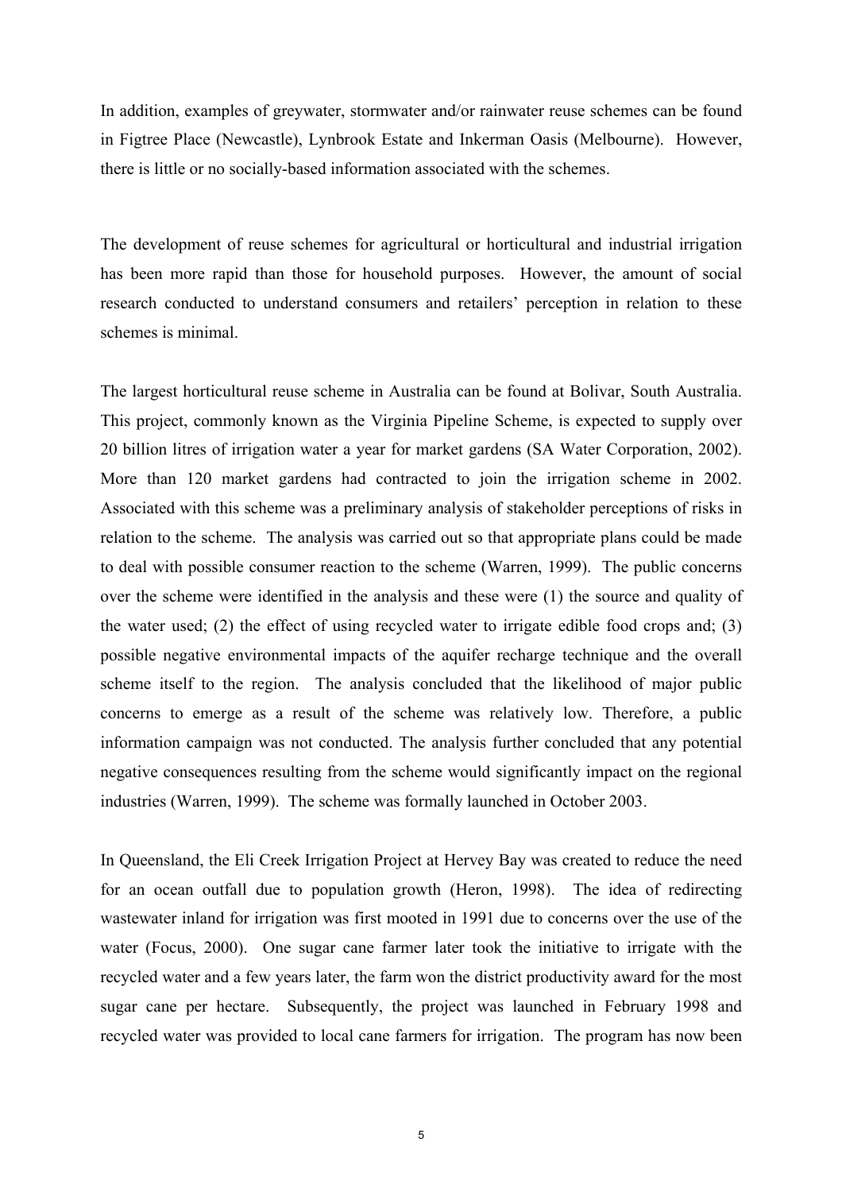In addition, examples of greywater, stormwater and/or rainwater reuse schemes can be found in Figtree Place (Newcastle), Lynbrook Estate and Inkerman Oasis (Melbourne). However, there is little or no socially-based information associated with the schemes.

The development of reuse schemes for agricultural or horticultural and industrial irrigation has been more rapid than those for household purposes. However, the amount of social research conducted to understand consumers and retailers' perception in relation to these schemes is minimal.

The largest horticultural reuse scheme in Australia can be found at Bolivar, South Australia. This project, commonly known as the Virginia Pipeline Scheme, is expected to supply over 20 billion litres of irrigation water a year for market gardens (SA Water Corporation, 2002). More than 120 market gardens had contracted to join the irrigation scheme in 2002. Associated with this scheme was a preliminary analysis of stakeholder perceptions of risks in relation to the scheme. The analysis was carried out so that appropriate plans could be made to deal with possible consumer reaction to the scheme (Warren, 1999). The public concerns over the scheme were identified in the analysis and these were (1) the source and quality of the water used; (2) the effect of using recycled water to irrigate edible food crops and; (3) possible negative environmental impacts of the aquifer recharge technique and the overall scheme itself to the region. The analysis concluded that the likelihood of major public concerns to emerge as a result of the scheme was relatively low. Therefore, a public information campaign was not conducted. The analysis further concluded that any potential negative consequences resulting from the scheme would significantly impact on the regional industries (Warren, 1999). The scheme was formally launched in October 2003.

In Queensland, the Eli Creek Irrigation Project at Hervey Bay was created to reduce the need for an ocean outfall due to population growth (Heron, 1998). The idea of redirecting wastewater inland for irrigation was first mooted in 1991 due to concerns over the use of the water (Focus, 2000). One sugar cane farmer later took the initiative to irrigate with the recycled water and a few years later, the farm won the district productivity award for the most sugar cane per hectare. Subsequently, the project was launched in February 1998 and recycled water was provided to local cane farmers for irrigation. The program has now been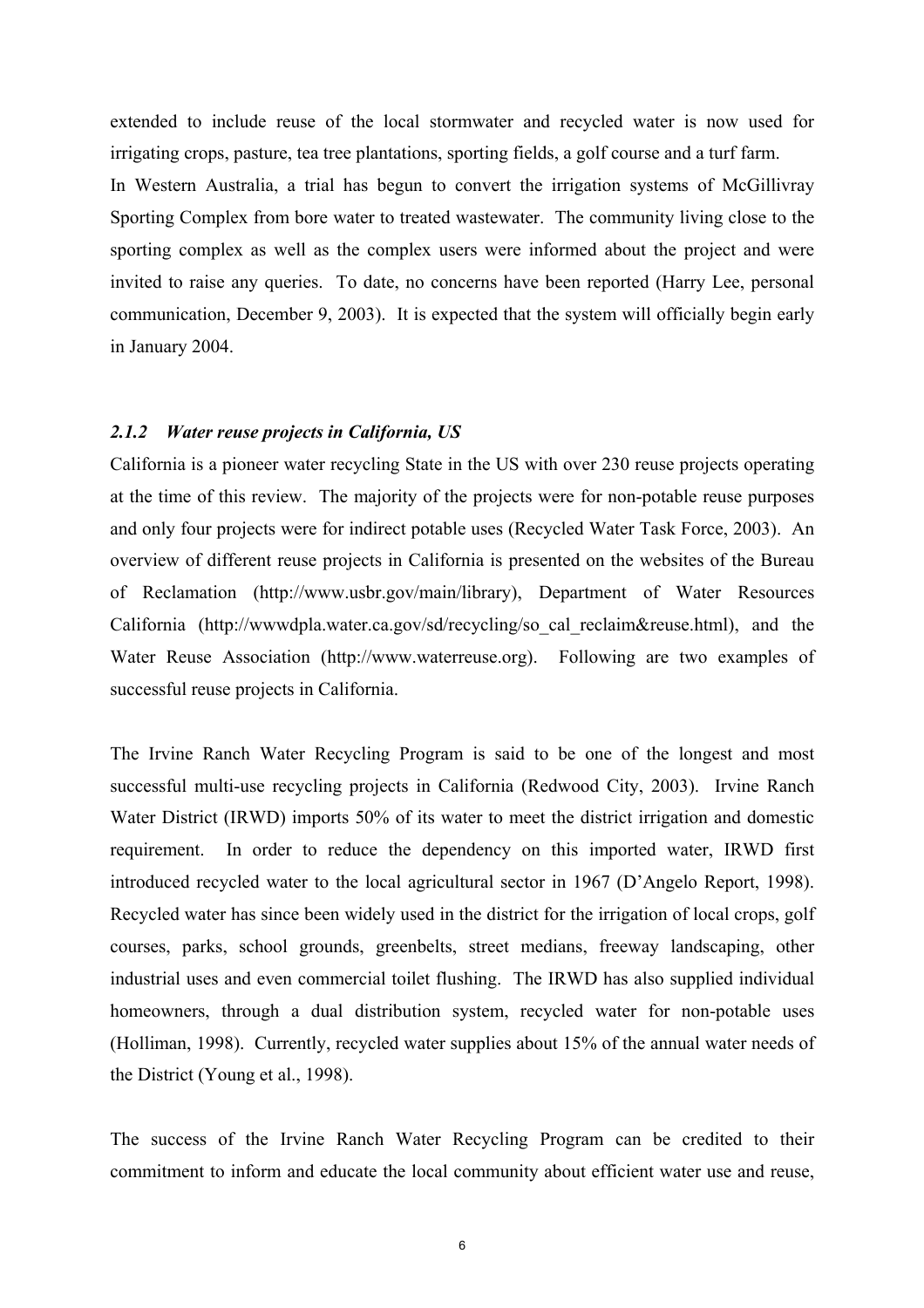extended to include reuse of the local stormwater and recycled water is now used for irrigating crops, pasture, tea tree plantations, sporting fields, a golf course and a turf farm.

In Western Australia, a trial has begun to convert the irrigation systems of McGillivray Sporting Complex from bore water to treated wastewater. The community living close to the sporting complex as well as the complex users were informed about the project and were invited to raise any queries. To date, no concerns have been reported (Harry Lee, personal communication, December 9, 2003). It is expected that the system will officially begin early in January 2004.

### *2.1.2 Water reuse projects in California, US*

California is a pioneer water recycling State in the US with over 230 reuse projects operating at the time of this review. The majority of the projects were for non-potable reuse purposes and only four projects were for indirect potable uses (Recycled Water Task Force, 2003). An overview of different reuse projects in California is presented on the websites of the Bureau of Reclamation (http://www.usbr.gov/main/library), Department of Water Resources California (http://wwwdpla.water.ca.gov/sd/recycling/so_cal_reclaim&reuse.html), and the Water Reuse Association (http://www.waterreuse.org). Following are two examples of successful reuse projects in California.

The Irvine Ranch Water Recycling Program is said to be one of the longest and most successful multi-use recycling projects in California (Redwood City, 2003). Irvine Ranch Water District (IRWD) imports 50% of its water to meet the district irrigation and domestic requirement. In order to reduce the dependency on this imported water, IRWD first introduced recycled water to the local agricultural sector in 1967 (D'Angelo Report, 1998). Recycled water has since been widely used in the district for the irrigation of local crops, golf courses, parks, school grounds, greenbelts, street medians, freeway landscaping, other industrial uses and even commercial toilet flushing. The IRWD has also supplied individual homeowners, through a dual distribution system, recycled water for non-potable uses (Holliman, 1998). Currently, recycled water supplies about 15% of the annual water needs of the District (Young et al., 1998).

The success of the Irvine Ranch Water Recycling Program can be credited to their commitment to inform and educate the local community about efficient water use and reuse,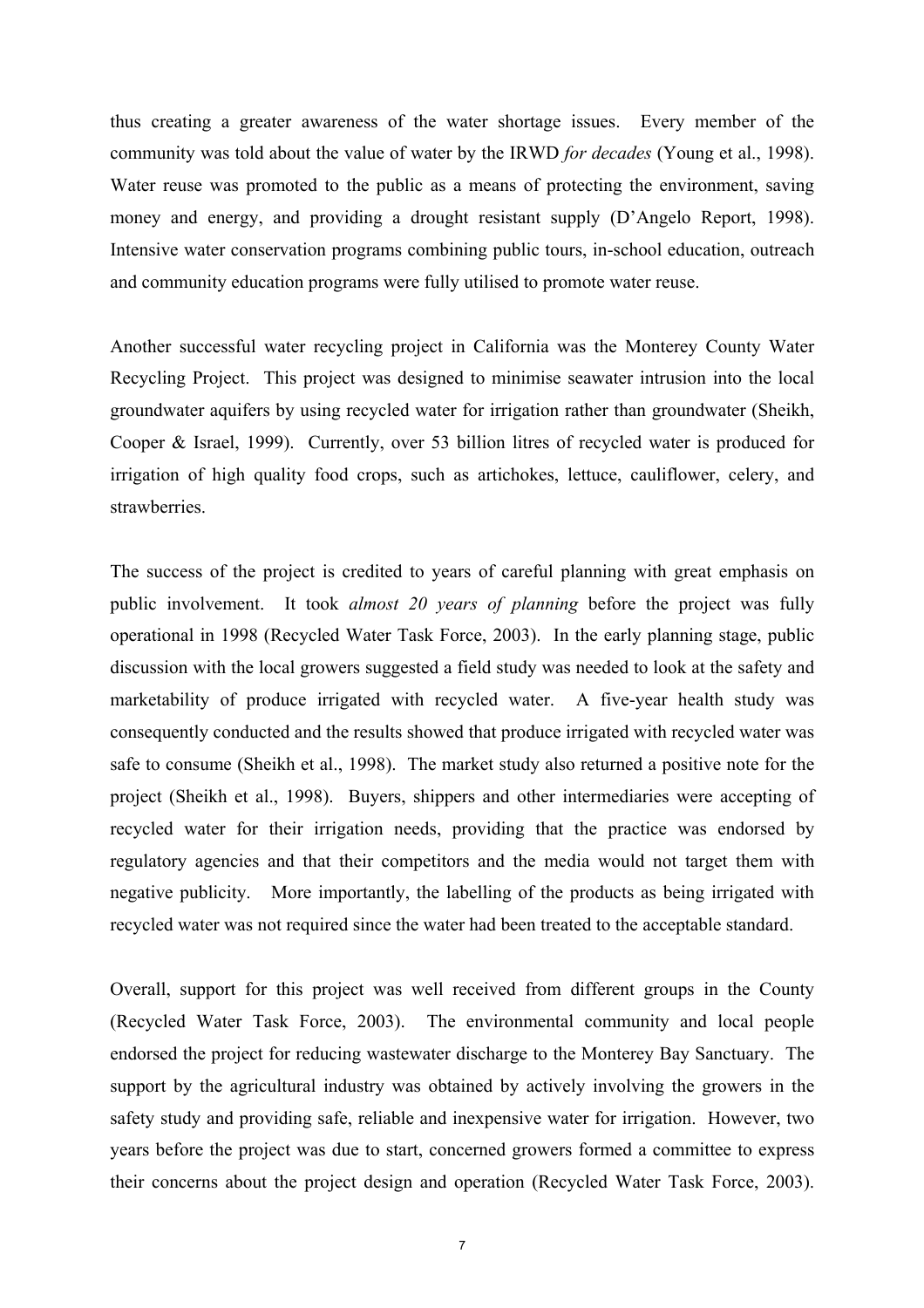thus creating a greater awareness of the water shortage issues. Every member of the community was told about the value of water by the IRWD *for decades* (Young et al., 1998). Water reuse was promoted to the public as a means of protecting the environment, saving money and energy, and providing a drought resistant supply (D'Angelo Report, 1998). Intensive water conservation programs combining public tours, in-school education, outreach and community education programs were fully utilised to promote water reuse.

Another successful water recycling project in California was the Monterey County Water Recycling Project. This project was designed to minimise seawater intrusion into the local groundwater aquifers by using recycled water for irrigation rather than groundwater (Sheikh, Cooper & Israel, 1999). Currently, over 53 billion litres of recycled water is produced for irrigation of high quality food crops, such as artichokes, lettuce, cauliflower, celery, and strawberries.

The success of the project is credited to years of careful planning with great emphasis on public involvement. It took *almost 20 years of planning* before the project was fully operational in 1998 (Recycled Water Task Force, 2003). In the early planning stage, public discussion with the local growers suggested a field study was needed to look at the safety and marketability of produce irrigated with recycled water. A five-year health study was consequently conducted and the results showed that produce irrigated with recycled water was safe to consume (Sheikh et al., 1998). The market study also returned a positive note for the project (Sheikh et al., 1998). Buyers, shippers and other intermediaries were accepting of recycled water for their irrigation needs, providing that the practice was endorsed by regulatory agencies and that their competitors and the media would not target them with negative publicity. More importantly, the labelling of the products as being irrigated with recycled water was not required since the water had been treated to the acceptable standard.

Overall, support for this project was well received from different groups in the County (Recycled Water Task Force, 2003). The environmental community and local people endorsed the project for reducing wastewater discharge to the Monterey Bay Sanctuary. The support by the agricultural industry was obtained by actively involving the growers in the safety study and providing safe, reliable and inexpensive water for irrigation. However, two years before the project was due to start, concerned growers formed a committee to express their concerns about the project design and operation (Recycled Water Task Force, 2003).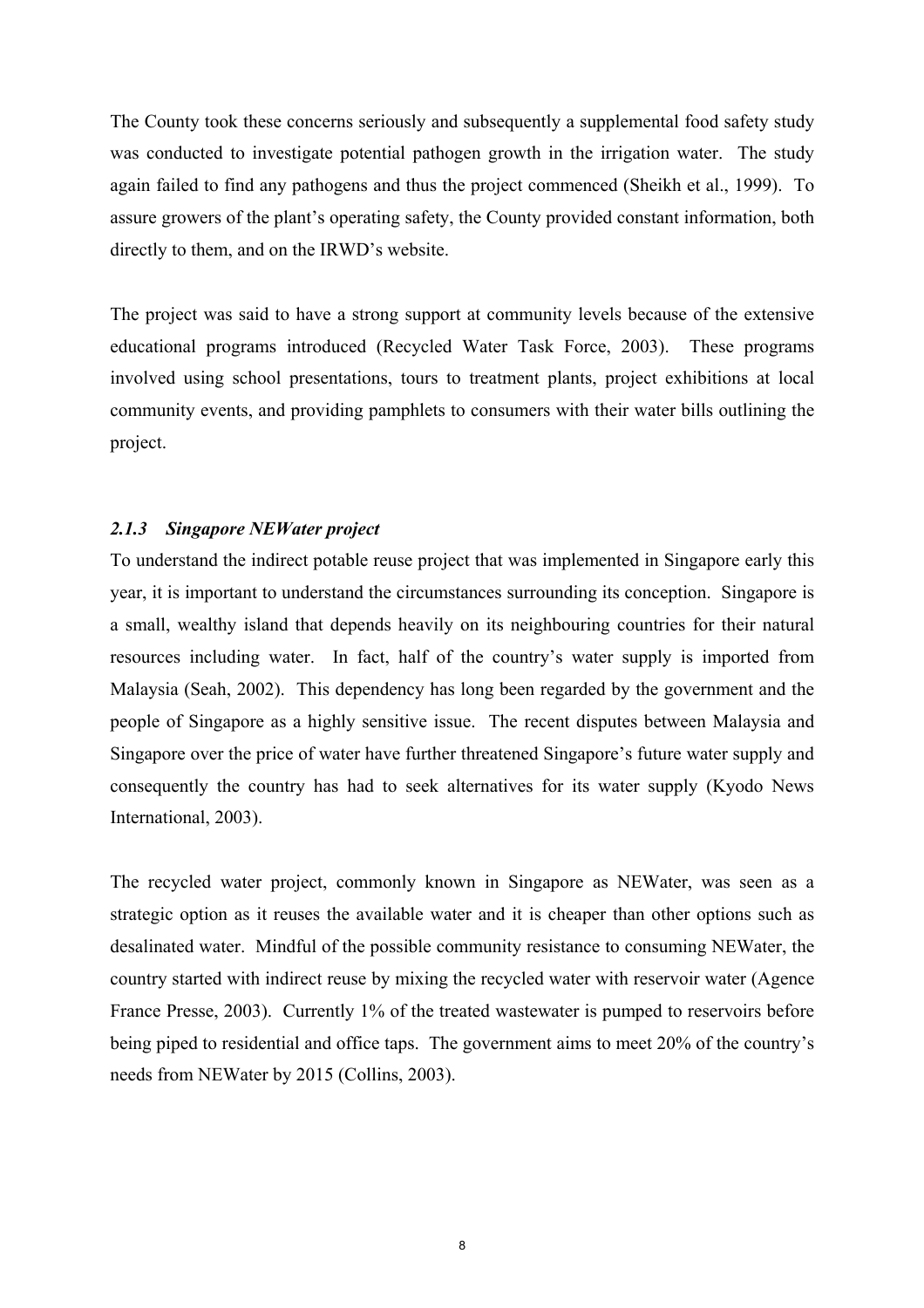The County took these concerns seriously and subsequently a supplemental food safety study was conducted to investigate potential pathogen growth in the irrigation water. The study again failed to find any pathogens and thus the project commenced (Sheikh et al., 1999). To assure growers of the plant's operating safety, the County provided constant information, both directly to them, and on the IRWD's website.

The project was said to have a strong support at community levels because of the extensive educational programs introduced (Recycled Water Task Force, 2003). These programs involved using school presentations, tours to treatment plants, project exhibitions at local community events, and providing pamphlets to consumers with their water bills outlining the project.

### *2.1.3 Singapore NEWater project*

To understand the indirect potable reuse project that was implemented in Singapore early this year, it is important to understand the circumstances surrounding its conception. Singapore is a small, wealthy island that depends heavily on its neighbouring countries for their natural resources including water. In fact, half of the country's water supply is imported from Malaysia (Seah, 2002). This dependency has long been regarded by the government and the people of Singapore as a highly sensitive issue. The recent disputes between Malaysia and Singapore over the price of water have further threatened Singapore's future water supply and consequently the country has had to seek alternatives for its water supply (Kyodo News International, 2003).

The recycled water project, commonly known in Singapore as NEWater, was seen as a strategic option as it reuses the available water and it is cheaper than other options such as desalinated water. Mindful of the possible community resistance to consuming NEWater, the country started with indirect reuse by mixing the recycled water with reservoir water (Agence France Presse, 2003). Currently 1% of the treated wastewater is pumped to reservoirs before being piped to residential and office taps. The government aims to meet 20% of the country's needs from NEWater by 2015 (Collins, 2003).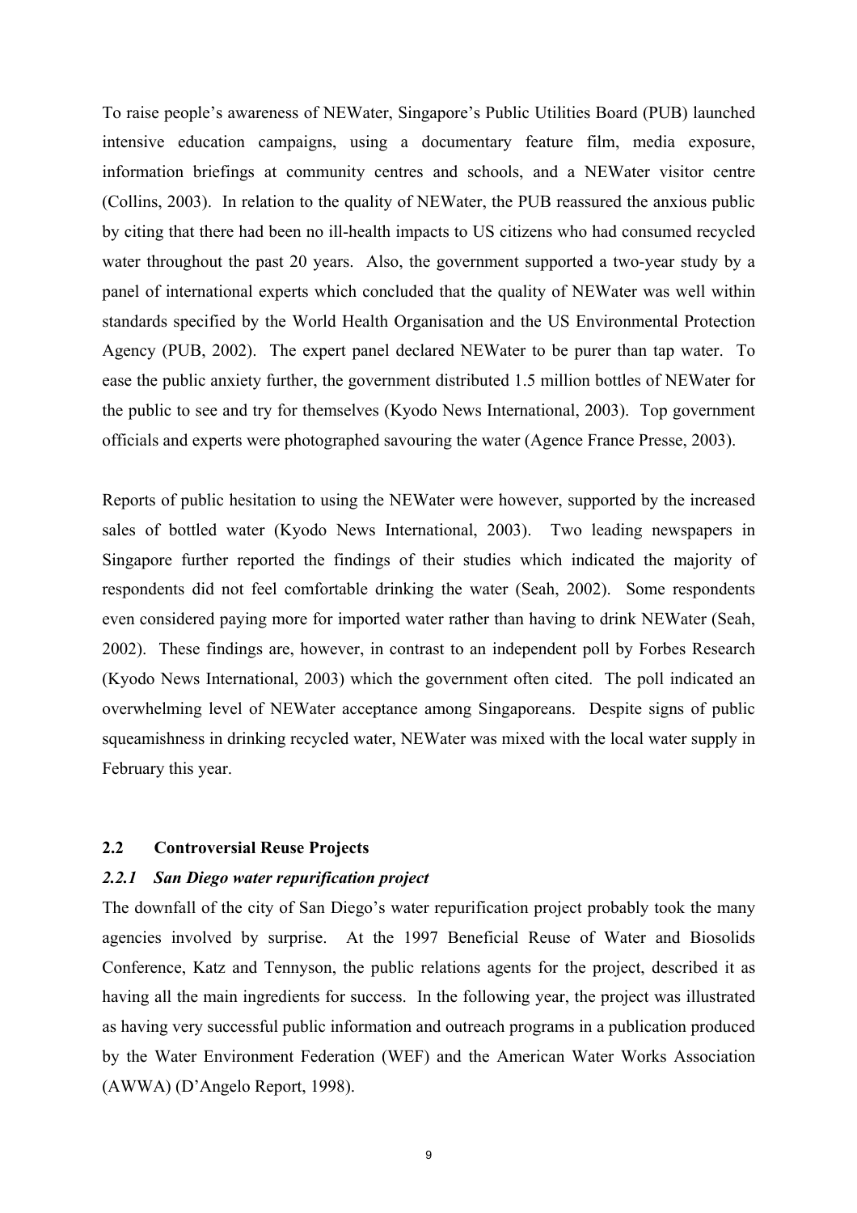To raise people's awareness of NEWater, Singapore's Public Utilities Board (PUB) launched intensive education campaigns, using a documentary feature film, media exposure, information briefings at community centres and schools, and a NEWater visitor centre (Collins, 2003). In relation to the quality of NEWater, the PUB reassured the anxious public by citing that there had been no ill-health impacts to US citizens who had consumed recycled water throughout the past 20 years. Also, the government supported a two-year study by a panel of international experts which concluded that the quality of NEWater was well within standards specified by the World Health Organisation and the US Environmental Protection Agency (PUB, 2002). The expert panel declared NEWater to be purer than tap water. To ease the public anxiety further, the government distributed 1.5 million bottles of NEWater for the public to see and try for themselves (Kyodo News International, 2003). Top government officials and experts were photographed savouring the water (Agence France Presse, 2003).

Reports of public hesitation to using the NEWater were however, supported by the increased sales of bottled water (Kyodo News International, 2003). Two leading newspapers in Singapore further reported the findings of their studies which indicated the majority of respondents did not feel comfortable drinking the water (Seah, 2002). Some respondents even considered paying more for imported water rather than having to drink NEWater (Seah, 2002). These findings are, however, in contrast to an independent poll by Forbes Research (Kyodo News International, 2003) which the government often cited. The poll indicated an overwhelming level of NEWater acceptance among Singaporeans. Despite signs of public squeamishness in drinking recycled water, NEWater was mixed with the local water supply in February this year.

## 2.2 Controversial Reuse Projects

### *2.2.1 San Diego water repurification project*

The downfall of the city of San Diego's water repurification project probably took the many agencies involved by surprise. At the 1997 Beneficial Reuse of Water and Biosolids Conference, Katz and Tennyson, the public relations agents for the project, described it as having all the main ingredients for success. In the following year, the project was illustrated as having very successful public information and outreach programs in a publication produced by the Water Environment Federation (WEF) and the American Water Works Association (AWWA) (D'Angelo Report, 1998).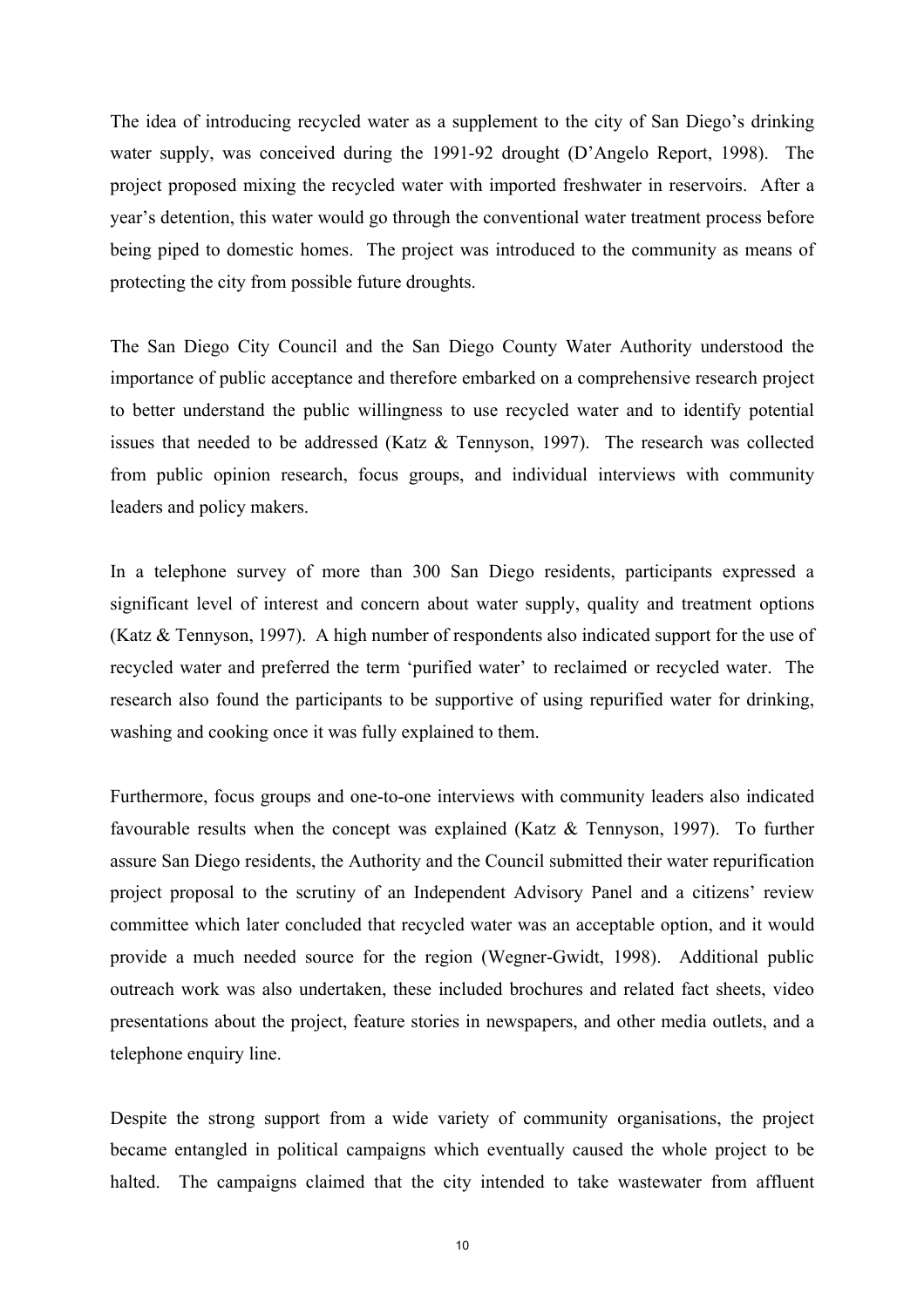The idea of introducing recycled water as a supplement to the city of San Diego's drinking water supply, was conceived during the 1991-92 drought (D'Angelo Report, 1998). The project proposed mixing the recycled water with imported freshwater in reservoirs. After a year's detention, this water would go through the conventional water treatment process before being piped to domestic homes. The project was introduced to the community as means of protecting the city from possible future droughts.

The San Diego City Council and the San Diego County Water Authority understood the importance of public acceptance and therefore embarked on a comprehensive research project to better understand the public willingness to use recycled water and to identify potential issues that needed to be addressed (Katz & Tennyson, 1997). The research was collected from public opinion research, focus groups, and individual interviews with community leaders and policy makers.

In a telephone survey of more than 300 San Diego residents, participants expressed a significant level of interest and concern about water supply, quality and treatment options (Katz & Tennyson, 1997). A high number of respondents also indicated support for the use of recycled water and preferred the term 'purified water' to reclaimed or recycled water. The research also found the participants to be supportive of using repurified water for drinking, washing and cooking once it was fully explained to them.

Furthermore, focus groups and one-to-one interviews with community leaders also indicated favourable results when the concept was explained (Katz & Tennyson, 1997). To further assure San Diego residents, the Authority and the Council submitted their water repurification project proposal to the scrutiny of an Independent Advisory Panel and a citizens' review committee which later concluded that recycled water was an acceptable option, and it would provide a much needed source for the region (Wegner-Gwidt, 1998). Additional public outreach work was also undertaken, these included brochures and related fact sheets, video presentations about the project, feature stories in newspapers, and other media outlets, and a telephone enquiry line.

Despite the strong support from a wide variety of community organisations, the project became entangled in political campaigns which eventually caused the whole project to be halted. The campaigns claimed that the city intended to take wastewater from affluent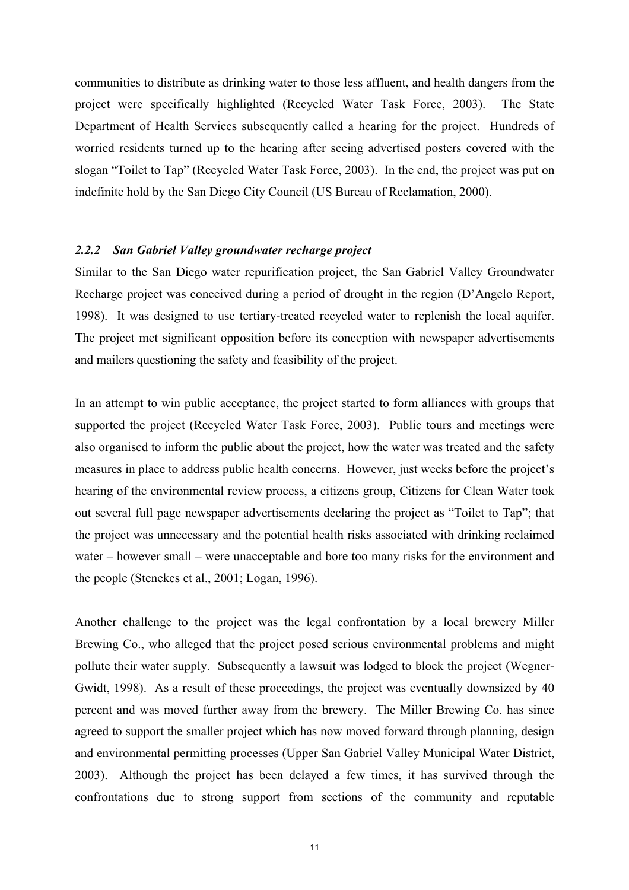communities to distribute as drinking water to those less affluent, and health dangers from the project were specifically highlighted (Recycled Water Task Force, 2003). The State Department of Health Services subsequently called a hearing for the project. Hundreds of worried residents turned up to the hearing after seeing advertised posters covered with the slogan "Toilet to Tap" (Recycled Water Task Force, 2003). In the end, the project was put on indefinite hold by the San Diego City Council (US Bureau of Reclamation, 2000).

### *2.2.2 San Gabriel Valley groundwater recharge project*

Similar to the San Diego water repurification project, the San Gabriel Valley Groundwater Recharge project was conceived during a period of drought in the region (D'Angelo Report, 1998). It was designed to use tertiary-treated recycled water to replenish the local aquifer. The project met significant opposition before its conception with newspaper advertisements and mailers questioning the safety and feasibility of the project.

In an attempt to win public acceptance, the project started to form alliances with groups that supported the project (Recycled Water Task Force, 2003). Public tours and meetings were also organised to inform the public about the project, how the water was treated and the safety measures in place to address public health concerns. However, just weeks before the project's hearing of the environmental review process, a citizens group, Citizens for Clean Water took out several full page newspaper advertisements declaring the project as "Toilet to Tap"; that the project was unnecessary and the potential health risks associated with drinking reclaimed water – however small – were unacceptable and bore too many risks for the environment and the people (Stenekes et al., 2001; Logan, 1996).

Another challenge to the project was the legal confrontation by a local brewery Miller Brewing Co., who alleged that the project posed serious environmental problems and might pollute their water supply. Subsequently a lawsuit was lodged to block the project (Wegner-Gwidt, 1998). As a result of these proceedings, the project was eventually downsized by 40 percent and was moved further away from the brewery. The Miller Brewing Co. has since agreed to support the smaller project which has now moved forward through planning, design and environmental permitting processes (Upper San Gabriel Valley Municipal Water District, 2003). Although the project has been delayed a few times, it has survived through the confrontations due to strong support from sections of the community and reputable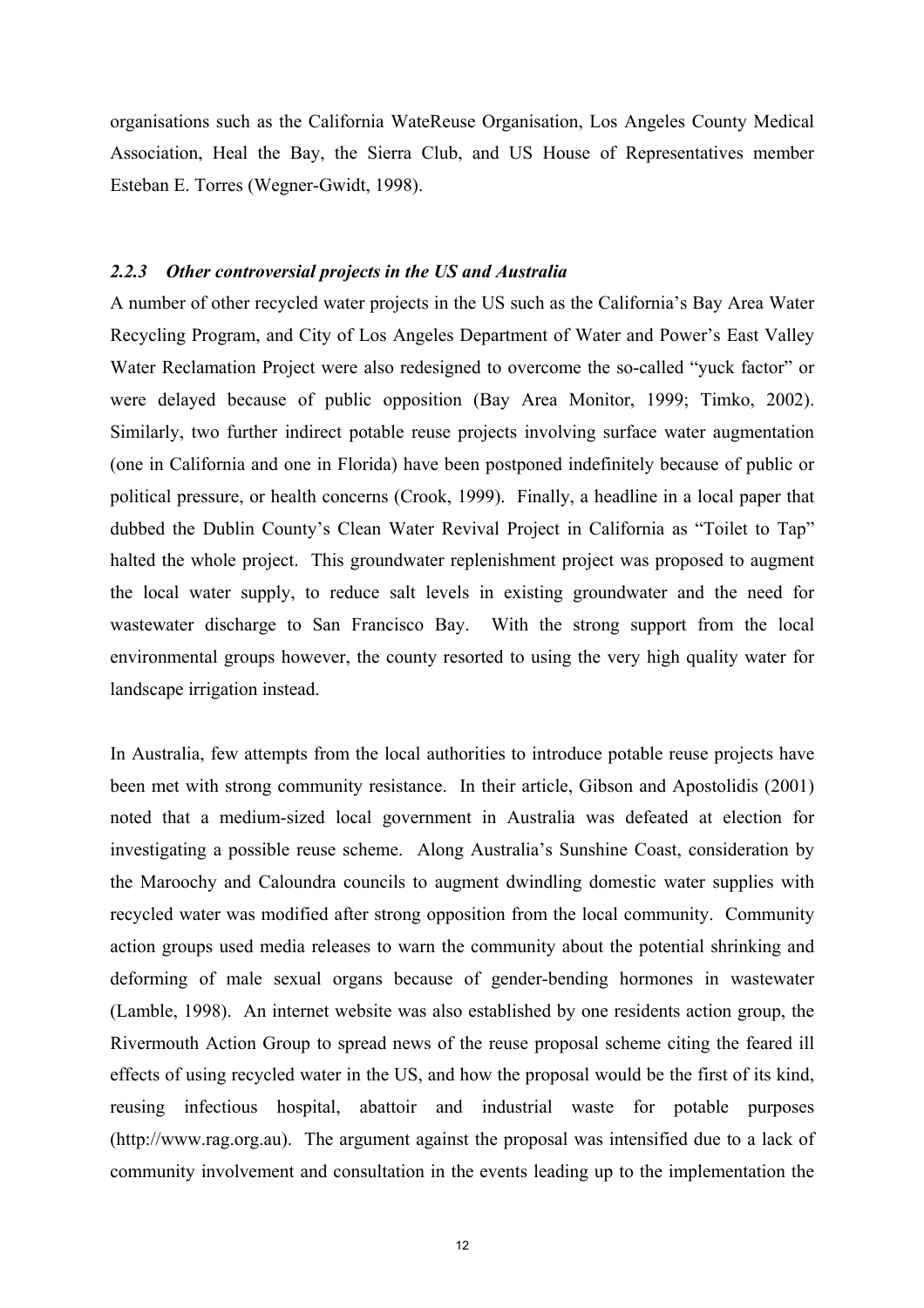organisations such as the California WateReuse Organisation, Los Angeles County Medical Association, Heal the Bay, the Sierra Club, and US House of Representatives member Esteban E. Torres (Wegner-Gwidt, 1998).

### *2.2.3 Other controversial projects in the US and Australia*

A number of other recycled water projects in the US such as the California's Bay Area Water Recycling Program, and City of Los Angeles Department of Water and Power's East Valley Water Reclamation Project were also redesigned to overcome the so-called "yuck factor" or were delayed because of public opposition (Bay Area Monitor, 1999; Timko, 2002). Similarly, two further indirect potable reuse projects involving surface water augmentation (one in California and one in Florida) have been postponed indefinitely because of public or political pressure, or health concerns (Crook, 1999). Finally, a headline in a local paper that dubbed the Dublin County's Clean Water Revival Project in California as "Toilet to Tap" halted the whole project. This groundwater replenishment project was proposed to augment the local water supply, to reduce salt levels in existing groundwater and the need for wastewater discharge to San Francisco Bay. With the strong support from the local environmental groups however, the county resorted to using the very high quality water for landscape irrigation instead.

In Australia, few attempts from the local authorities to introduce potable reuse projects have been met with strong community resistance. In their article, Gibson and Apostolidis (2001) noted that a medium-sized local government in Australia was defeated at election for investigating a possible reuse scheme. Along Australia's Sunshine Coast, consideration by the Maroochy and Caloundra councils to augment dwindling domestic water supplies with recycled water was modified after strong opposition from the local community. Community action groups used media releases to warn the community about the potential shrinking and deforming of male sexual organs because of gender-bending hormones in wastewater (Lamble, 1998). An internet website was also established by one residents action group, the Rivermouth Action Group to spread news of the reuse proposal scheme citing the feared ill effects of using recycled water in the US, and how the proposal would be the first of its kind, reusing infectious hospital, abattoir and industrial waste for potable purposes (http://www.rag.org.au). The argument against the proposal was intensified due to a lack of community involvement and consultation in the events leading up to the implementation the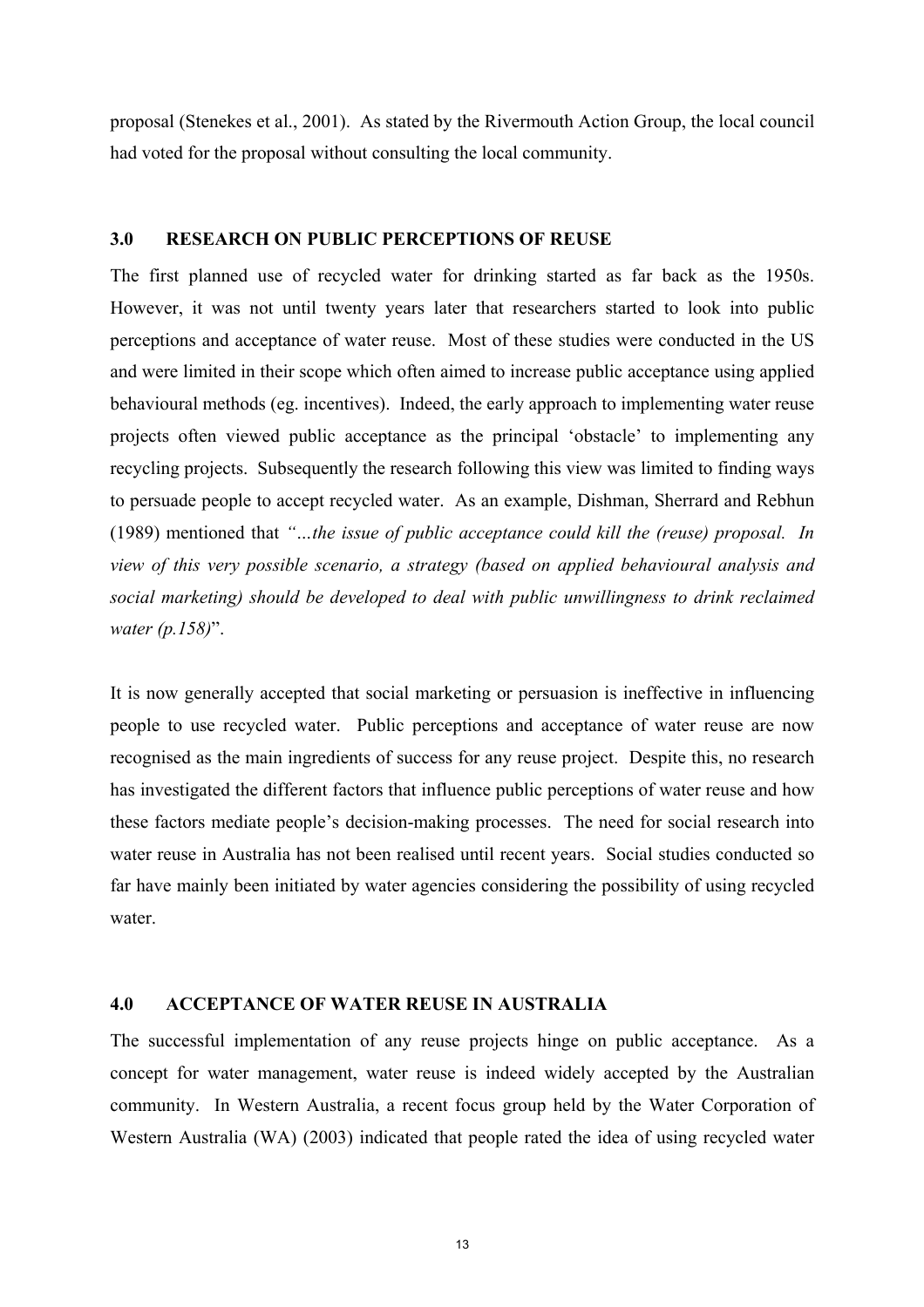proposal (Stenekes et al., 2001). As stated by the Rivermouth Action Group, the local council had voted for the proposal without consulting the local community.

## 3.0 RESEARCH ON PUBLIC PERCEPTIONS OF REUSE

The first planned use of recycled water for drinking started as far back as the 1950s. However, it was not until twenty years later that researchers started to look into public perceptions and acceptance of water reuse. Most of these studies were conducted in the US and were limited in their scope which often aimed to increase public acceptance using applied behavioural methods (eg. incentives). Indeed, the early approach to implementing water reuse projects often viewed public acceptance as the principal 'obstacle' to implementing any recycling projects. Subsequently the research following this view was limited to finding ways to persuade people to accept recycled water. As an example, Dishman, Sherrard and Rebhun (1989) mentioned that *"…the issue of public acceptance could kill the (reuse) proposal. In view of this very possible scenario, a strategy (based on applied behavioural analysis and social marketing) should be developed to deal with public unwillingness to drink reclaimed water (p.158)*".

It is now generally accepted that social marketing or persuasion is ineffective in influencing people to use recycled water. Public perceptions and acceptance of water reuse are now recognised as the main ingredients of success for any reuse project. Despite this, no research has investigated the different factors that influence public perceptions of water reuse and how these factors mediate people's decision-making processes. The need for social research into water reuse in Australia has not been realised until recent years. Social studies conducted so far have mainly been initiated by water agencies considering the possibility of using recycled water.

## 4.0 ACCEPTANCE OF WATER REUSE IN AUSTRALIA

The successful implementation of any reuse projects hinge on public acceptance. As a concept for water management, water reuse is indeed widely accepted by the Australian community. In Western Australia, a recent focus group held by the Water Corporation of Western Australia (WA) (2003) indicated that people rated the idea of using recycled water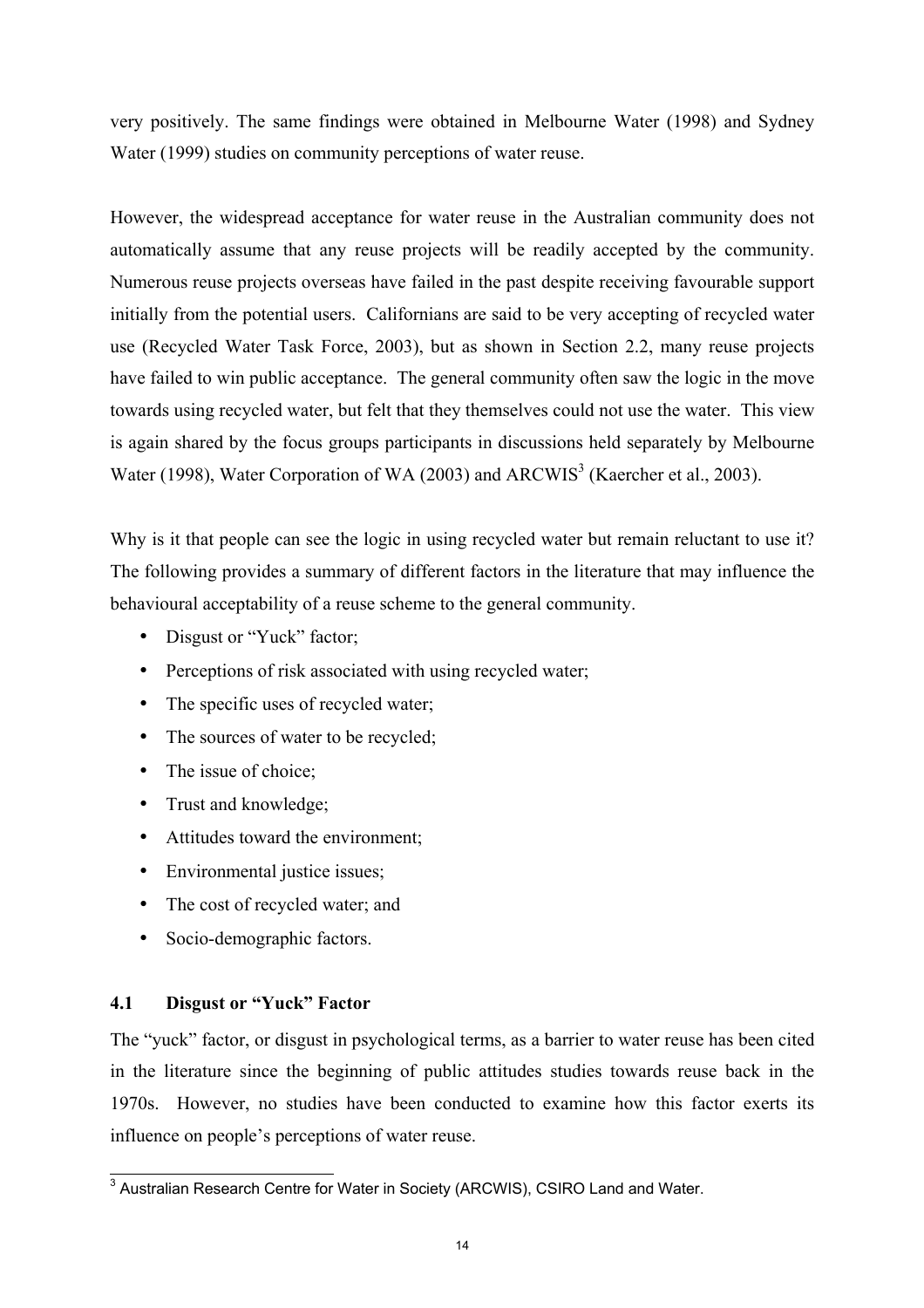very positively. The same findings were obtained in Melbourne Water (1998) and Sydney Water (1999) studies on community perceptions of water reuse.

However, the widespread acceptance for water reuse in the Australian community does not automatically assume that any reuse projects will be readily accepted by the community. Numerous reuse projects overseas have failed in the past despite receiving favourable support initially from the potential users. Californians are said to be very accepting of recycled water use (Recycled Water Task Force, 2003), but as shown in Section 2.2, many reuse projects have failed to win public acceptance. The general community often saw the logic in the move towards using recycled water, but felt that they themselves could not use the water. This view is again shared by the focus groups participants in discussions held separately by Melbourne Water (1998), Water Corporation of WA (2003) and ARCWIS[3] (Kaercher et al., 2003).

Why is it that people can see the logic in using recycled water but remain reluctant to use it? The following provides a summary of different factors in the literature that may influence the behavioural acceptability of a reuse scheme to the general community.

- Disgust or "Yuck" factor;
- Perceptions of risk associated with using recycled water;
- The specific uses of recycled water;
- The sources of water to be recycled;
- The issue of choice;
- Trust and knowledge;
- Attitudes toward the environment;
- Environmental justice issues;
- The cost of recycled water; and
- Socio-demographic factors.

### 4.1 Disgust or "Yuck" Factor

The "yuck" factor, or disgust in psychological terms, as a barrier to water reuse has been cited in the literature since the beginning of public attitudes studies towards reuse back in the 1970s. However, no studies have been conducted to examine how this factor exerts its influence on people's perceptions of water reuse.

[3] Australian Research Centre for Water in Society (ARCWIS), CSIRO Land and Water.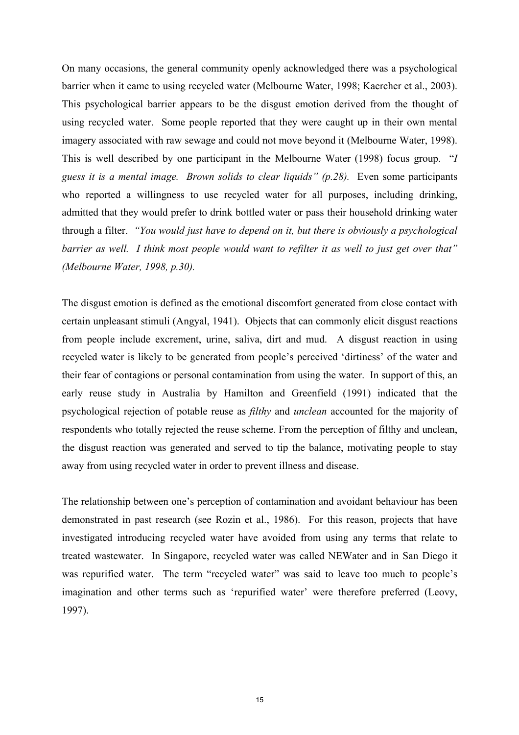On many occasions, the general community openly acknowledged there was a psychological barrier when it came to using recycled water (Melbourne Water, 1998; Kaercher et al., 2003). This psychological barrier appears to be the disgust emotion derived from the thought of using recycled water. Some people reported that they were caught up in their own mental imagery associated with raw sewage and could not move beyond it (Melbourne Water, 1998). This is well described by one participant in the Melbourne Water (1998) focus group. "*I guess it is a mental image. Brown solids to clear liquids" (p.28).* Even some participants who reported a willingness to use recycled water for all purposes, including drinking, admitted that they would prefer to drink bottled water or pass their household drinking water through a filter. *"You would just have to depend on it, but there is obviously a psychological barrier as well. I think most people would want to refilter it as well to just get over that" (Melbourne Water, 1998, p.30).*

The disgust emotion is defined as the emotional discomfort generated from close contact with certain unpleasant stimuli (Angyal, 1941). Objects that can commonly elicit disgust reactions from people include excrement, urine, saliva, dirt and mud. A disgust reaction in using recycled water is likely to be generated from people's perceived 'dirtiness' of the water and their fear of contagions or personal contamination from using the water. In support of this, an early reuse study in Australia by Hamilton and Greenfield (1991) indicated that the psychological rejection of potable reuse as *filthy* and *unclean* accounted for the majority of respondents who totally rejected the reuse scheme. From the perception of filthy and unclean, the disgust reaction was generated and served to tip the balance, motivating people to stay away from using recycled water in order to prevent illness and disease.

The relationship between one's perception of contamination and avoidant behaviour has been demonstrated in past research (see Rozin et al., 1986). For this reason, projects that have investigated introducing recycled water have avoided from using any terms that relate to treated wastewater. In Singapore, recycled water was called NEWater and in San Diego it was repurified water. The term "recycled water" was said to leave too much to people's imagination and other terms such as 'repurified water' were therefore preferred (Leovy, 1997).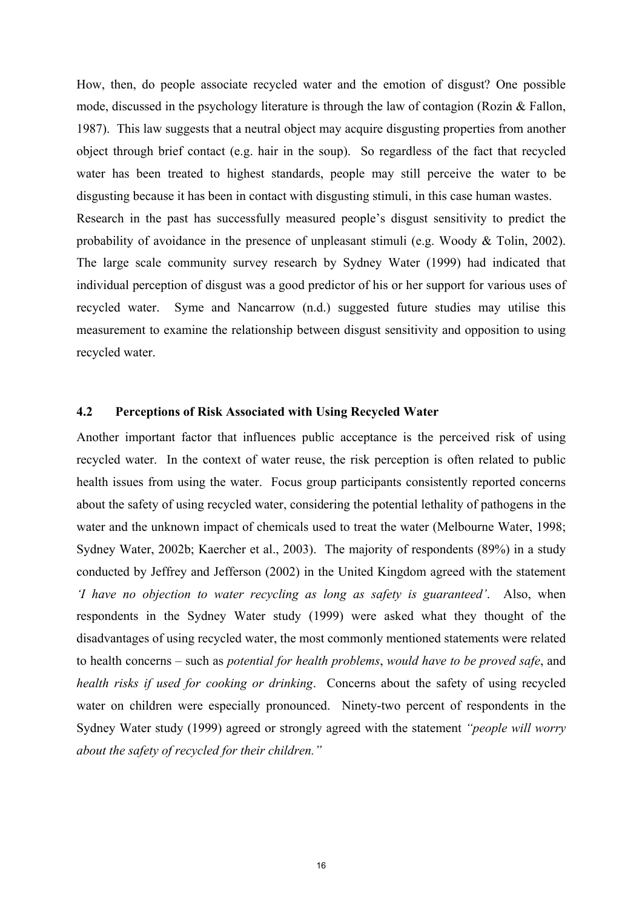How, then, do people associate recycled water and the emotion of disgust? One possible mode, discussed in the psychology literature is through the law of contagion (Rozin & Fallon, 1987). This law suggests that a neutral object may acquire disgusting properties from another object through brief contact (e.g. hair in the soup). So regardless of the fact that recycled water has been treated to highest standards, people may still perceive the water to be disgusting because it has been in contact with disgusting stimuli, in this case human wastes. Research in the past has successfully measured people's disgust sensitivity to predict the probability of avoidance in the presence of unpleasant stimuli (e.g. Woody & Tolin, 2002). The large scale community survey research by Sydney Water (1999) had indicated that individual perception of disgust was a good predictor of his or her support for various uses of recycled water. Syme and Nancarrow (n.d.) suggested future studies may utilise this measurement to examine the relationship between disgust sensitivity and opposition to using recycled water.

## 4.2 Perceptions of Risk Associated with Using Recycled Water

Another important factor that influences public acceptance is the perceived risk of using recycled water. In the context of water reuse, the risk perception is often related to public health issues from using the water. Focus group participants consistently reported concerns about the safety of using recycled water, considering the potential lethality of pathogens in the water and the unknown impact of chemicals used to treat the water (Melbourne Water, 1998; Sydney Water, 2002b; Kaercher et al., 2003). The majority of respondents (89%) in a study conducted by Jeffrey and Jefferson (2002) in the United Kingdom agreed with the statement *'I have no objection to water recycling as long as safety is guaranteed'*. Also, when respondents in the Sydney Water study (1999) were asked what they thought of the disadvantages of using recycled water, the most commonly mentioned statements were related to health concerns – such as *potential for health problems*, *would have to be proved safe*, and *health risks if used for cooking or drinking*. Concerns about the safety of using recycled water on children were especially pronounced. Ninety-two percent of respondents in the Sydney Water study (1999) agreed or strongly agreed with the statement *"people will worry about the safety of recycled for their children."*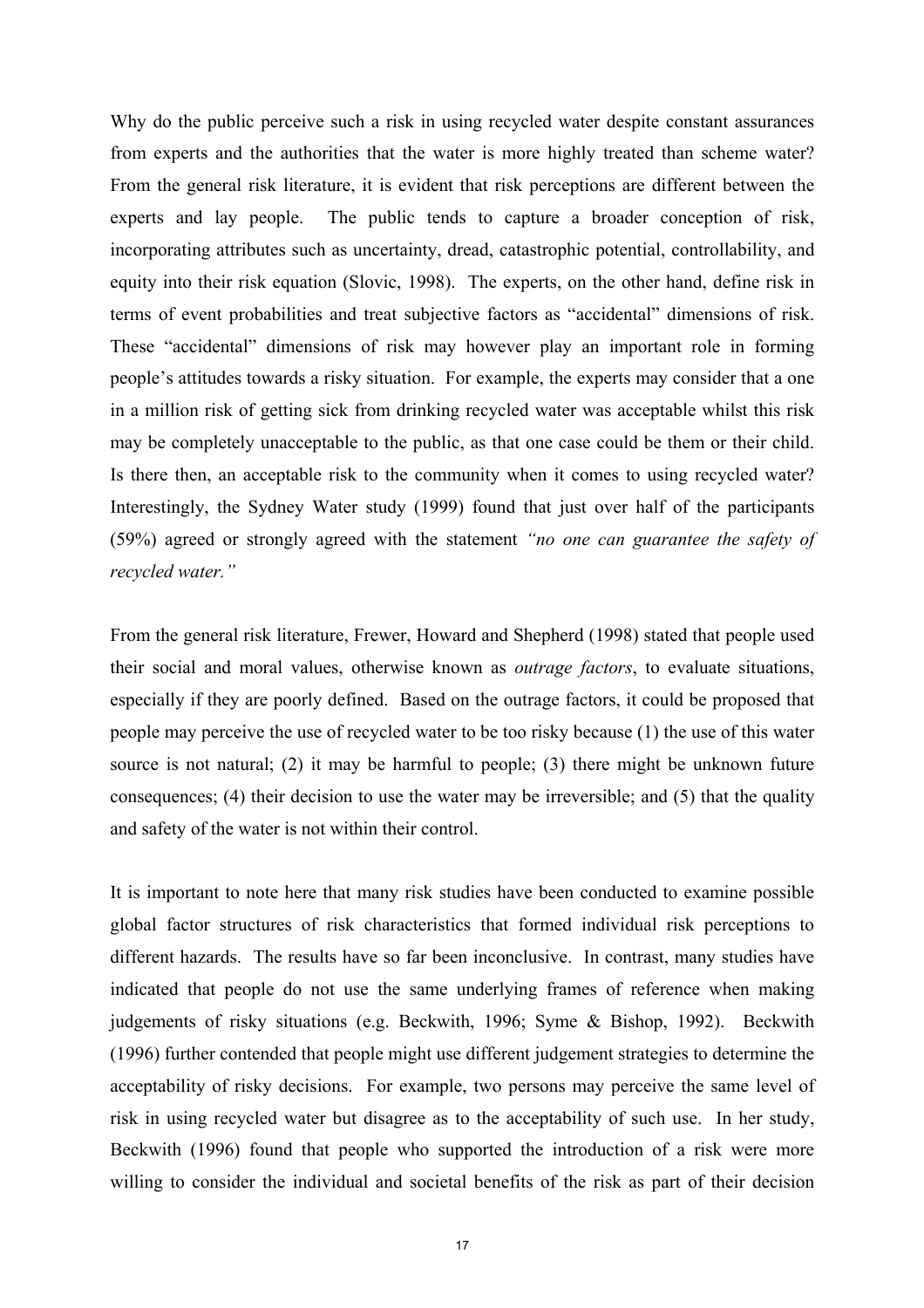Why do the public perceive such a risk in using recycled water despite constant assurances from experts and the authorities that the water is more highly treated than scheme water? From the general risk literature, it is evident that risk perceptions are different between the experts and lay people. The public tends to capture a broader conception of risk, incorporating attributes such as uncertainty, dread, catastrophic potential, controllability, and equity into their risk equation (Slovic, 1998). The experts, on the other hand, define risk in terms of event probabilities and treat subjective factors as "accidental" dimensions of risk. These "accidental" dimensions of risk may however play an important role in forming people's attitudes towards a risky situation. For example, the experts may consider that a one in a million risk of getting sick from drinking recycled water was acceptable whilst this risk may be completely unacceptable to the public, as that one case could be them or their child. Is there then, an acceptable risk to the community when it comes to using recycled water? Interestingly, the Sydney Water study (1999) found that just over half of the participants (59%) agreed or strongly agreed with the statement *"no one can guarantee the safety of recycled water."*

From the general risk literature, Frewer, Howard and Shepherd (1998) stated that people used their social and moral values, otherwise known as *outrage factors*, to evaluate situations, especially if they are poorly defined. Based on the outrage factors, it could be proposed that people may perceive the use of recycled water to be too risky because (1) the use of this water source is not natural; (2) it may be harmful to people; (3) there might be unknown future consequences; (4) their decision to use the water may be irreversible; and (5) that the quality and safety of the water is not within their control.

It is important to note here that many risk studies have been conducted to examine possible global factor structures of risk characteristics that formed individual risk perceptions to different hazards. The results have so far been inconclusive. In contrast, many studies have indicated that people do not use the same underlying frames of reference when making judgements of risky situations (e.g. Beckwith, 1996; Syme & Bishop, 1992). Beckwith (1996) further contended that people might use different judgement strategies to determine the acceptability of risky decisions. For example, two persons may perceive the same level of risk in using recycled water but disagree as to the acceptability of such use. In her study, Beckwith (1996) found that people who supported the introduction of a risk were more willing to consider the individual and societal benefits of the risk as part of their decision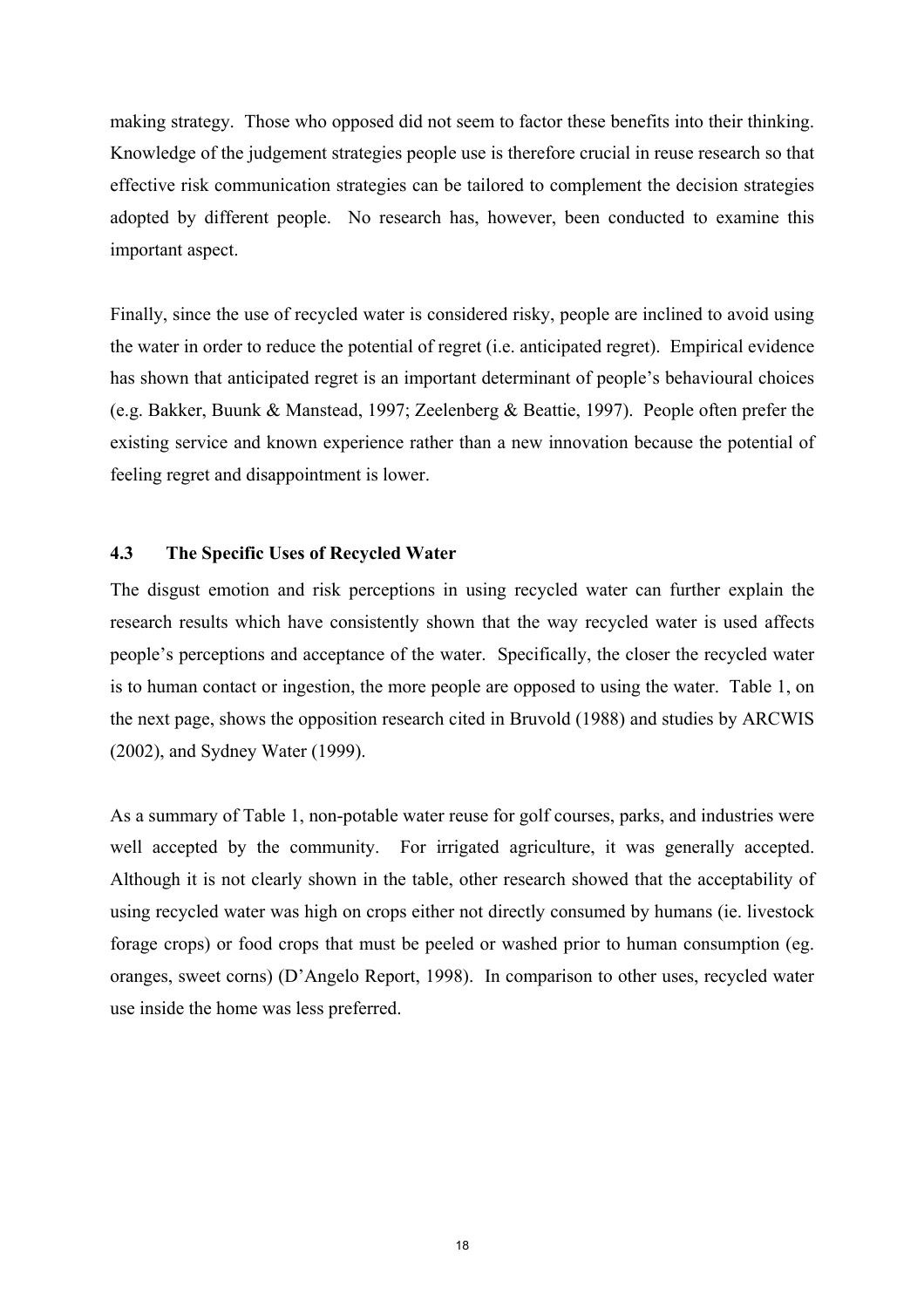making strategy. Those who opposed did not seem to factor these benefits into their thinking. Knowledge of the judgement strategies people use is therefore crucial in reuse research so that effective risk communication strategies can be tailored to complement the decision strategies adopted by different people. No research has, however, been conducted to examine this important aspect.

Finally, since the use of recycled water is considered risky, people are inclined to avoid using the water in order to reduce the potential of regret (i.e. anticipated regret). Empirical evidence has shown that anticipated regret is an important determinant of people's behavioural choices (e.g. Bakker, Buunk & Manstead, 1997; Zeelenberg & Beattie, 1997). People often prefer the existing service and known experience rather than a new innovation because the potential of feeling regret and disappointment is lower.

### 4.3 The Specific Uses of Recycled Water

The disgust emotion and risk perceptions in using recycled water can further explain the research results which have consistently shown that the way recycled water is used affects people's perceptions and acceptance of the water. Specifically, the closer the recycled water is to human contact or ingestion, the more people are opposed to using the water. Table 1, on the next page, shows the opposition research cited in Bruvold (1988) and studies by ARCWIS (2002), and Sydney Water (1999).

As a summary of Table 1, non-potable water reuse for golf courses, parks, and industries were well accepted by the community. For irrigated agriculture, it was generally accepted. Although it is not clearly shown in the table, other research showed that the acceptability of using recycled water was high on crops either not directly consumed by humans (ie. livestock forage crops) or food crops that must be peeled or washed prior to human consumption (eg. oranges, sweet corns) (D'Angelo Report, 1998). In comparison to other uses, recycled water use inside the home was less preferred.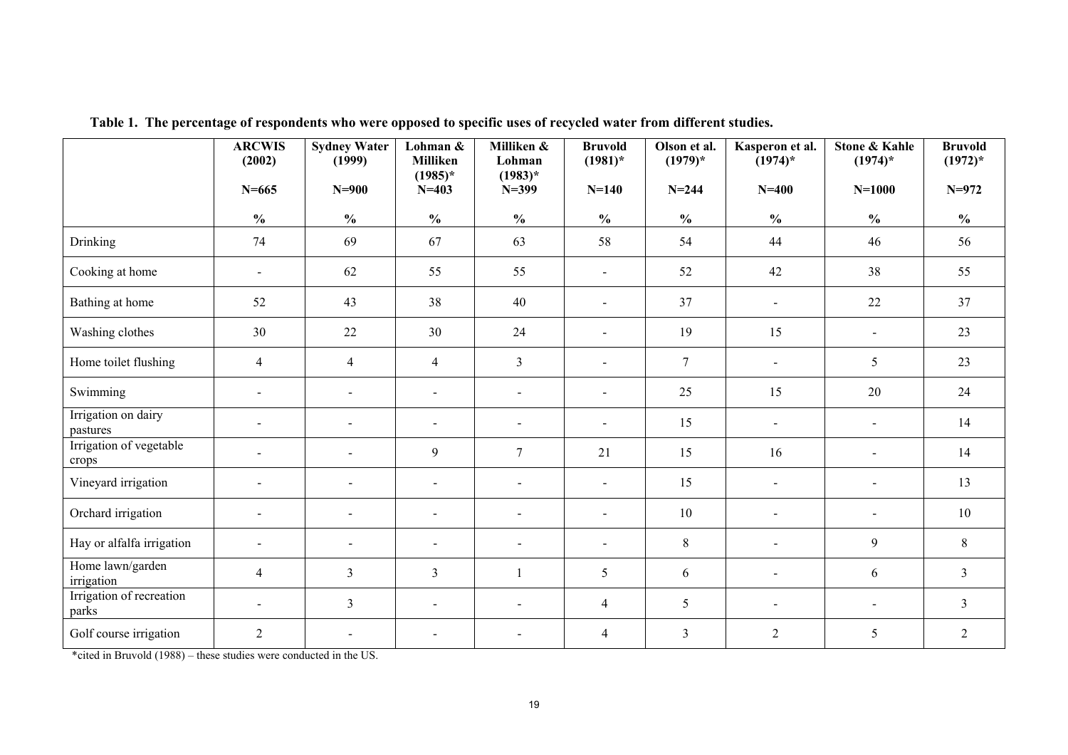**Table 1. The percentage of respondents who were opposed to specific uses of recycled water from different studies.**

| | ARCWIS (2002) N=665 % | Sydney Water (1999) N=900 % | Lohman & Milliken (1985)* N=403 % | Milliken & Lohman (1983)* N=399 % | Bruvold (1981)* N=140 % | Olson et al. (1979)* N=244 % | Kasperon et al. (1974)* N=400 % | Stone & Kahle (1974)* N=1000 % | Bruvold (1972)* N=972 % |
|---|---|---|---|---|---|---|---|---|---|
| Drinking | 74 | 69 | 67 | 63 | 58 | 54 | 44 | 46 | 56 |
| Cooking at home | - | 62 | 55 | 55 | - | 52 | 42 | 38 | 55 |
| Bathing at home | 52 | 43 | 38 | 40 | - | 37 | - | 22 | 37 |
| Washing clothes | 30 | 22 | 30 | 24 | - | 19 | 15 | - | 23 |
| Home toilet flushing | 4 | 4 | 4 | 3 | - | 7 | - | 5 | 23 |
| Swimming | - | - | - | - | - | 25 | 15 | 20 | 24 |
| Irrigation on dairy pastures | - | - | - | - | - | 15 | - | - | 14 |
| Irrigation of vegetable crops | - | - | 9 | 7 | 21 | 15 | 16 | - | 14 |
| Vineyard irrigation | - | - | - | - | - | 15 | - | - | 13 |
| Orchard irrigation | - | - | - | - | - | 10 | - | - | 10 |
| Hay or alfalfa irrigation | - | - | - | - | - | 8 | - | 9 | 8 |
| Home lawn/garden irrigation | 4 | 3 | 3 | 1 | 5 | 6 | - | 6 | 3 |
| Irrigation of recreation parks | - | 3 | - | - | 4 | 5 | - | - | 3 |
| Golf course irrigation | 2 | - | - | - | 4 | 3 | 2 | 5 | 2 |

*cited in Bruvold (1988) – these studies were conducted in the US.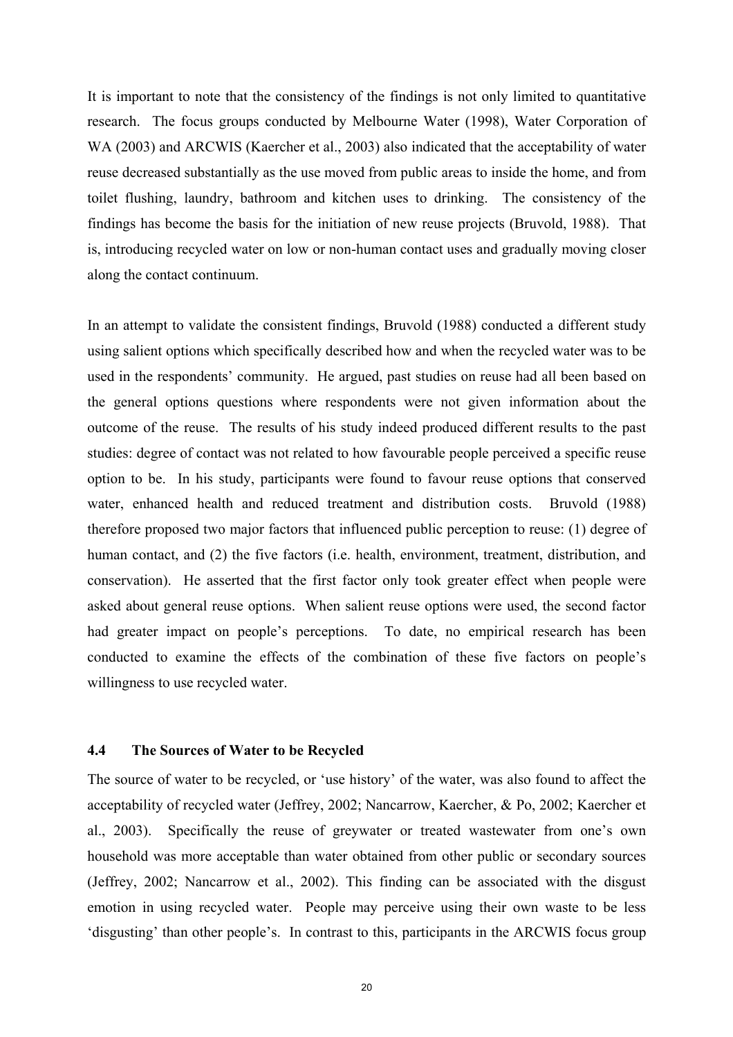It is important to note that the consistency of the findings is not only limited to quantitative research. The focus groups conducted by Melbourne Water (1998), Water Corporation of WA (2003) and ARCWIS (Kaercher et al., 2003) also indicated that the acceptability of water reuse decreased substantially as the use moved from public areas to inside the home, and from toilet flushing, laundry, bathroom and kitchen uses to drinking. The consistency of the findings has become the basis for the initiation of new reuse projects (Bruvold, 1988). That is, introducing recycled water on low or non-human contact uses and gradually moving closer along the contact continuum.

In an attempt to validate the consistent findings, Bruvold (1988) conducted a different study using salient options which specifically described how and when the recycled water was to be used in the respondents' community. He argued, past studies on reuse had all been based on the general options questions where respondents were not given information about the outcome of the reuse. The results of his study indeed produced different results to the past studies: degree of contact was not related to how favourable people perceived a specific reuse option to be. In his study, participants were found to favour reuse options that conserved water, enhanced health and reduced treatment and distribution costs. Bruvold (1988) therefore proposed two major factors that influenced public perception to reuse: (1) degree of human contact, and (2) the five factors (i.e. health, environment, treatment, distribution, and conservation). He asserted that the first factor only took greater effect when people were asked about general reuse options. When salient reuse options were used, the second factor had greater impact on people's perceptions. To date, no empirical research has been conducted to examine the effects of the combination of these five factors on people's willingness to use recycled water.

### 4.4 The Sources of Water to be Recycled

The source of water to be recycled, or 'use history' of the water, was also found to affect the acceptability of recycled water (Jeffrey, 2002; Nancarrow, Kaercher, & Po, 2002; Kaercher et al., 2003). Specifically the reuse of greywater or treated wastewater from one's own household was more acceptable than water obtained from other public or secondary sources (Jeffrey, 2002; Nancarrow et al., 2002). This finding can be associated with the disgust emotion in using recycled water. People may perceive using their own waste to be less 'disgusting' than other people's. In contrast to this, participants in the ARCWIS focus group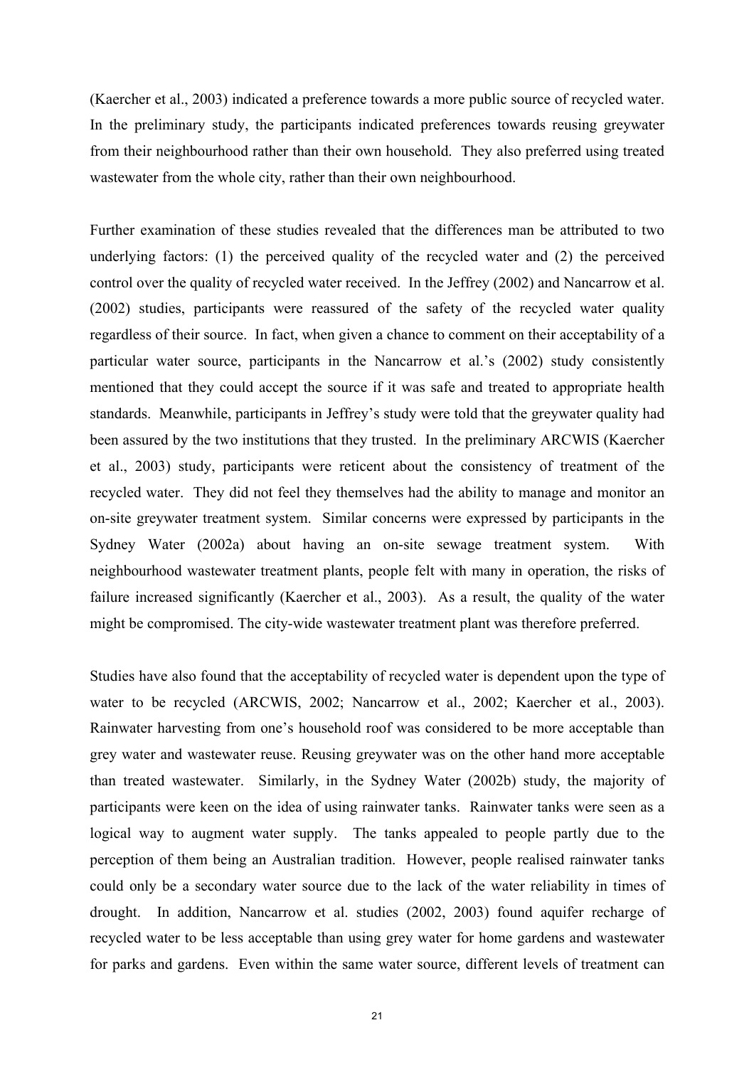(Kaercher et al., 2003) indicated a preference towards a more public source of recycled water. In the preliminary study, the participants indicated preferences towards reusing greywater from their neighbourhood rather than their own household. They also preferred using treated wastewater from the whole city, rather than their own neighbourhood.

Further examination of these studies revealed that the differences man be attributed to two underlying factors: (1) the perceived quality of the recycled water and (2) the perceived control over the quality of recycled water received. In the Jeffrey (2002) and Nancarrow et al. (2002) studies, participants were reassured of the safety of the recycled water quality regardless of their source. In fact, when given a chance to comment on their acceptability of a particular water source, participants in the Nancarrow et al.'s (2002) study consistently mentioned that they could accept the source if it was safe and treated to appropriate health standards. Meanwhile, participants in Jeffrey's study were told that the greywater quality had been assured by the two institutions that they trusted. In the preliminary ARCWIS (Kaercher et al., 2003) study, participants were reticent about the consistency of treatment of the recycled water. They did not feel they themselves had the ability to manage and monitor an on-site greywater treatment system. Similar concerns were expressed by participants in the Sydney Water (2002a) about having an on-site sewage treatment system. With neighbourhood wastewater treatment plants, people felt with many in operation, the risks of failure increased significantly (Kaercher et al., 2003). As a result, the quality of the water might be compromised. The city-wide wastewater treatment plant was therefore preferred.

Studies have also found that the acceptability of recycled water is dependent upon the type of water to be recycled (ARCWIS, 2002; Nancarrow et al., 2002; Kaercher et al., 2003). Rainwater harvesting from one's household roof was considered to be more acceptable than grey water and wastewater reuse. Reusing greywater was on the other hand more acceptable than treated wastewater. Similarly, in the Sydney Water (2002b) study, the majority of participants were keen on the idea of using rainwater tanks. Rainwater tanks were seen as a logical way to augment water supply. The tanks appealed to people partly due to the perception of them being an Australian tradition. However, people realised rainwater tanks could only be a secondary water source due to the lack of the water reliability in times of drought. In addition, Nancarrow et al. studies (2002, 2003) found aquifer recharge of recycled water to be less acceptable than using grey water for home gardens and wastewater for parks and gardens. Even within the same water source, different levels of treatment can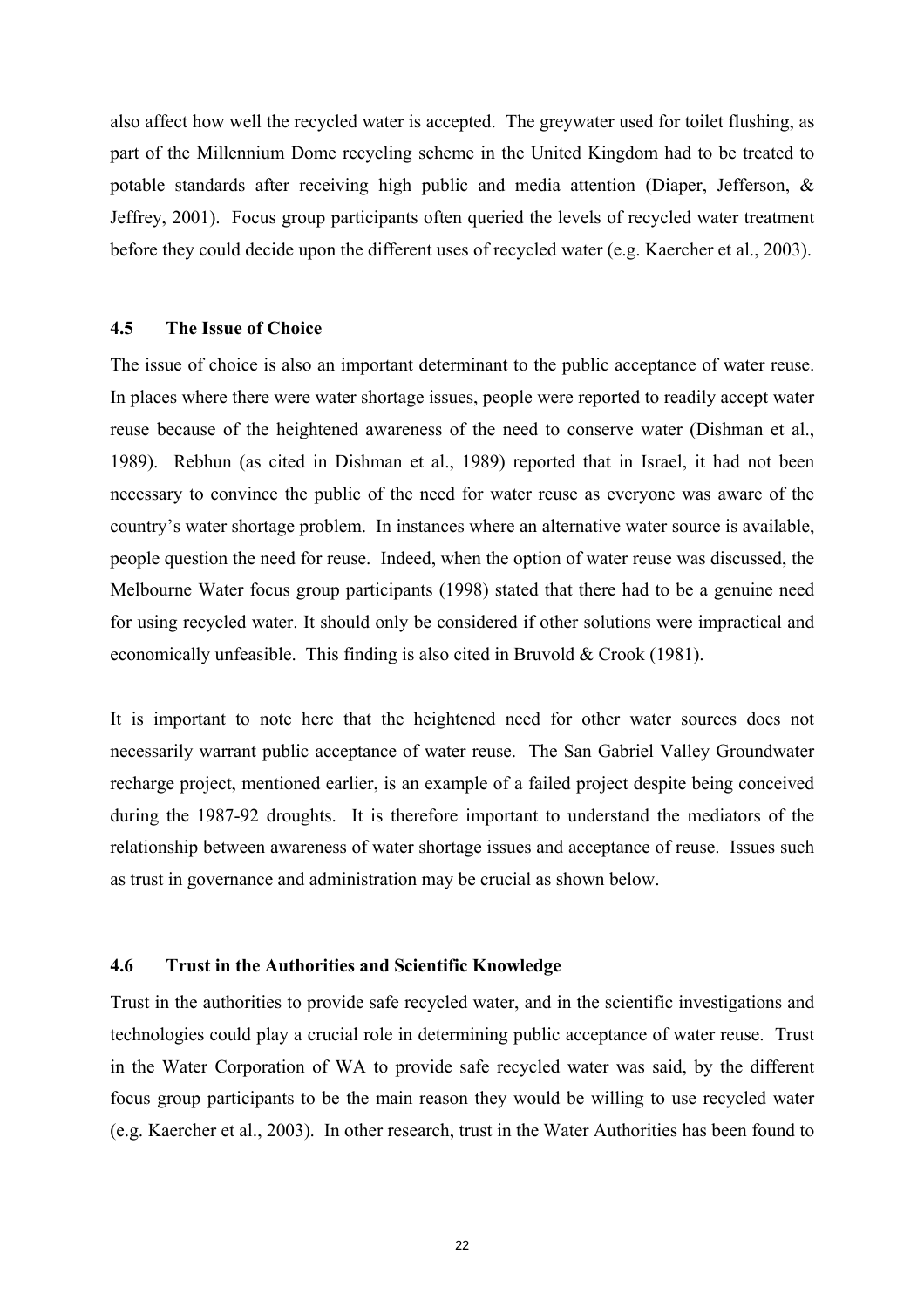also affect how well the recycled water is accepted. The greywater used for toilet flushing, as part of the Millennium Dome recycling scheme in the United Kingdom had to be treated to potable standards after receiving high public and media attention (Diaper, Jefferson, & Jeffrey, 2001). Focus group participants often queried the levels of recycled water treatment before they could decide upon the different uses of recycled water (e.g. Kaercher et al., 2003).

### 4.5 The Issue of Choice

The issue of choice is also an important determinant to the public acceptance of water reuse. In places where there were water shortage issues, people were reported to readily accept water reuse because of the heightened awareness of the need to conserve water (Dishman et al., 1989). Rebhun (as cited in Dishman et al., 1989) reported that in Israel, it had not been necessary to convince the public of the need for water reuse as everyone was aware of the country's water shortage problem. In instances where an alternative water source is available, people question the need for reuse. Indeed, when the option of water reuse was discussed, the Melbourne Water focus group participants (1998) stated that there had to be a genuine need for using recycled water. It should only be considered if other solutions were impractical and economically unfeasible. This finding is also cited in Bruvold & Crook (1981).

It is important to note here that the heightened need for other water sources does not necessarily warrant public acceptance of water reuse. The San Gabriel Valley Groundwater recharge project, mentioned earlier, is an example of a failed project despite being conceived during the 1987-92 droughts. It is therefore important to understand the mediators of the relationship between awareness of water shortage issues and acceptance of reuse. Issues such as trust in governance and administration may be crucial as shown below.

### 4.6 Trust in the Authorities and Scientific Knowledge

Trust in the authorities to provide safe recycled water, and in the scientific investigations and technologies could play a crucial role in determining public acceptance of water reuse. Trust in the Water Corporation of WA to provide safe recycled water was said, by the different focus group participants to be the main reason they would be willing to use recycled water (e.g. Kaercher et al., 2003). In other research, trust in the Water Authorities has been found to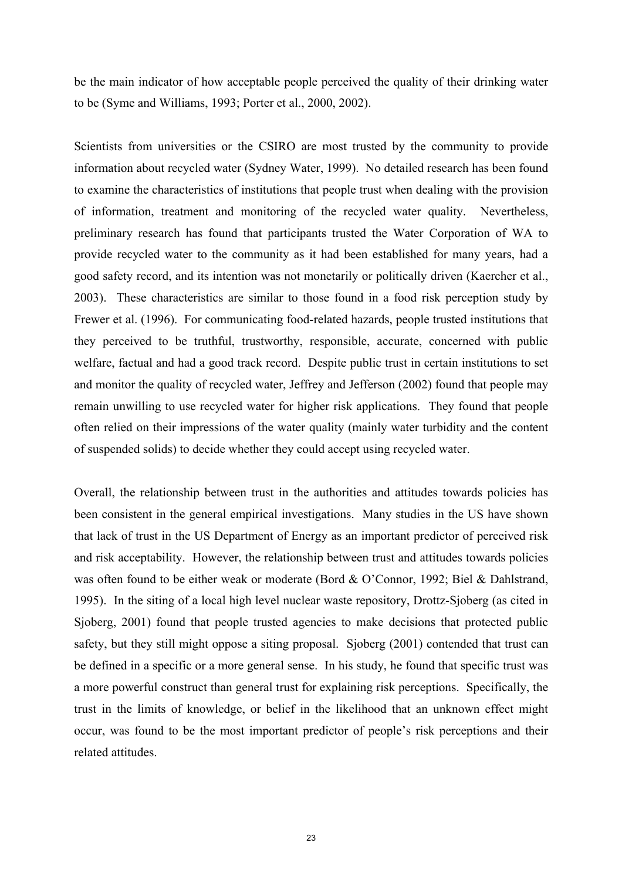be the main indicator of how acceptable people perceived the quality of their drinking water to be (Syme and Williams, 1993; Porter et al., 2000, 2002).

Scientists from universities or the CSIRO are most trusted by the community to provide information about recycled water (Sydney Water, 1999). No detailed research has been found to examine the characteristics of institutions that people trust when dealing with the provision of information, treatment and monitoring of the recycled water quality. Nevertheless, preliminary research has found that participants trusted the Water Corporation of WA to provide recycled water to the community as it had been established for many years, had a good safety record, and its intention was not monetarily or politically driven (Kaercher et al., 2003). These characteristics are similar to those found in a food risk perception study by Frewer et al. (1996). For communicating food-related hazards, people trusted institutions that they perceived to be truthful, trustworthy, responsible, accurate, concerned with public welfare, factual and had a good track record. Despite public trust in certain institutions to set and monitor the quality of recycled water, Jeffrey and Jefferson (2002) found that people may remain unwilling to use recycled water for higher risk applications. They found that people often relied on their impressions of the water quality (mainly water turbidity and the content of suspended solids) to decide whether they could accept using recycled water.

Overall, the relationship between trust in the authorities and attitudes towards policies has been consistent in the general empirical investigations. Many studies in the US have shown that lack of trust in the US Department of Energy as an important predictor of perceived risk and risk acceptability. However, the relationship between trust and attitudes towards policies was often found to be either weak or moderate (Bord & O'Connor, 1992; Biel & Dahlstrand, 1995). In the siting of a local high level nuclear waste repository, Drottz-Sjoberg (as cited in Sjoberg, 2001) found that people trusted agencies to make decisions that protected public safety, but they still might oppose a siting proposal. Sjoberg (2001) contended that trust can be defined in a specific or a more general sense. In his study, he found that specific trust was a more powerful construct than general trust for explaining risk perceptions. Specifically, the trust in the limits of knowledge, or belief in the likelihood that an unknown effect might occur, was found to be the most important predictor of people's risk perceptions and their related attitudes.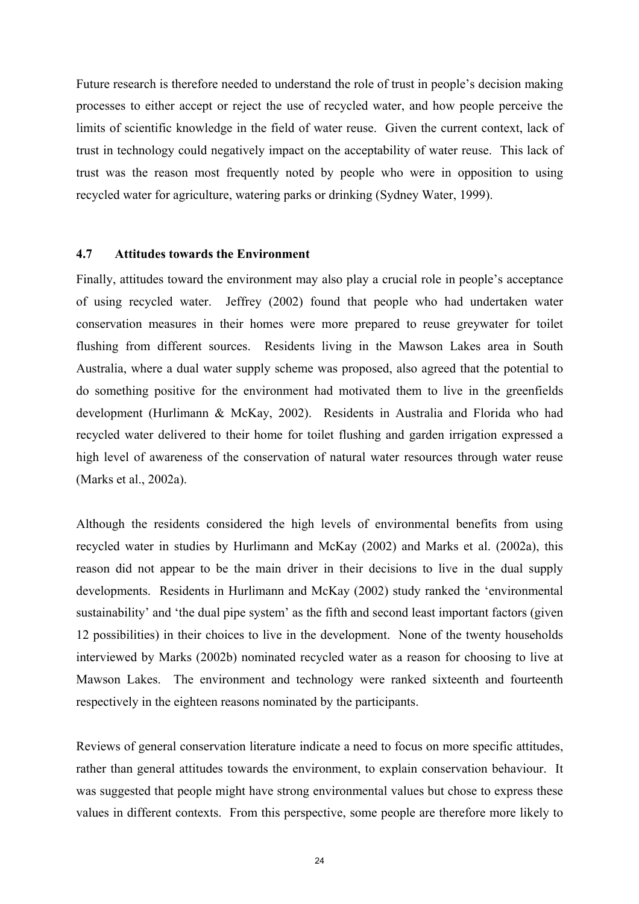Future research is therefore needed to understand the role of trust in people's decision making processes to either accept or reject the use of recycled water, and how people perceive the limits of scientific knowledge in the field of water reuse. Given the current context, lack of trust in technology could negatively impact on the acceptability of water reuse. This lack of trust was the reason most frequently noted by people who were in opposition to using recycled water for agriculture, watering parks or drinking (Sydney Water, 1999).

### 4.7 Attitudes towards the Environment

Finally, attitudes toward the environment may also play a crucial role in people's acceptance of using recycled water. Jeffrey (2002) found that people who had undertaken water conservation measures in their homes were more prepared to reuse greywater for toilet flushing from different sources. Residents living in the Mawson Lakes area in South Australia, where a dual water supply scheme was proposed, also agreed that the potential to do something positive for the environment had motivated them to live in the greenfields development (Hurlimann & McKay, 2002). Residents in Australia and Florida who had recycled water delivered to their home for toilet flushing and garden irrigation expressed a high level of awareness of the conservation of natural water resources through water reuse (Marks et al., 2002a).

Although the residents considered the high levels of environmental benefits from using recycled water in studies by Hurlimann and McKay (2002) and Marks et al. (2002a), this reason did not appear to be the main driver in their decisions to live in the dual supply developments. Residents in Hurlimann and McKay (2002) study ranked the 'environmental sustainability' and 'the dual pipe system' as the fifth and second least important factors (given 12 possibilities) in their choices to live in the development. None of the twenty households interviewed by Marks (2002b) nominated recycled water as a reason for choosing to live at Mawson Lakes. The environment and technology were ranked sixteenth and fourteenth respectively in the eighteen reasons nominated by the participants.

Reviews of general conservation literature indicate a need to focus on more specific attitudes, rather than general attitudes towards the environment, to explain conservation behaviour. It was suggested that people might have strong environmental values but chose to express these values in different contexts. From this perspective, some people are therefore more likely to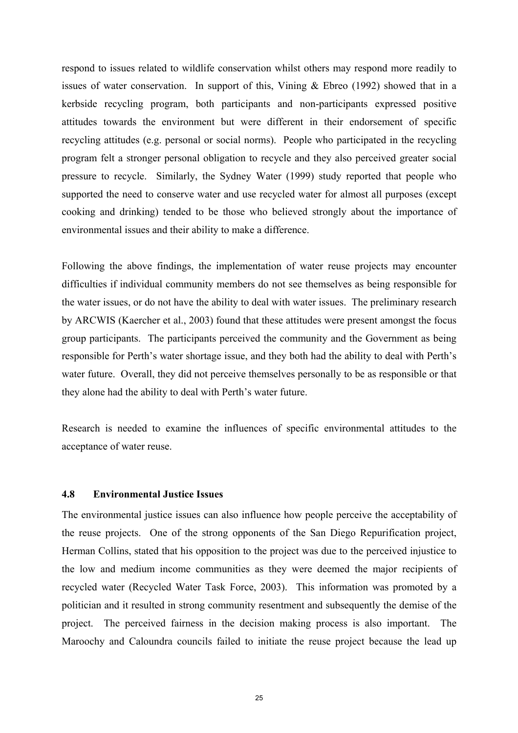respond to issues related to wildlife conservation whilst others may respond more readily to issues of water conservation. In support of this, Vining & Ebreo (1992) showed that in a kerbside recycling program, both participants and non-participants expressed positive attitudes towards the environment but were different in their endorsement of specific recycling attitudes (e.g. personal or social norms). People who participated in the recycling program felt a stronger personal obligation to recycle and they also perceived greater social pressure to recycle. Similarly, the Sydney Water (1999) study reported that people who supported the need to conserve water and use recycled water for almost all purposes (except cooking and drinking) tended to be those who believed strongly about the importance of environmental issues and their ability to make a difference.

Following the above findings, the implementation of water reuse projects may encounter difficulties if individual community members do not see themselves as being responsible for the water issues, or do not have the ability to deal with water issues. The preliminary research by ARCWIS (Kaercher et al., 2003) found that these attitudes were present amongst the focus group participants. The participants perceived the community and the Government as being responsible for Perth's water shortage issue, and they both had the ability to deal with Perth's water future. Overall, they did not perceive themselves personally to be as responsible or that they alone had the ability to deal with Perth's water future.

Research is needed to examine the influences of specific environmental attitudes to the acceptance of water reuse.

### 4.8 Environmental Justice Issues

The environmental justice issues can also influence how people perceive the acceptability of the reuse projects. One of the strong opponents of the San Diego Repurification project, Herman Collins, stated that his opposition to the project was due to the perceived injustice to the low and medium income communities as they were deemed the major recipients of recycled water (Recycled Water Task Force, 2003). This information was promoted by a politician and it resulted in strong community resentment and subsequently the demise of the project. The perceived fairness in the decision making process is also important. The Maroochy and Caloundra councils failed to initiate the reuse project because the lead up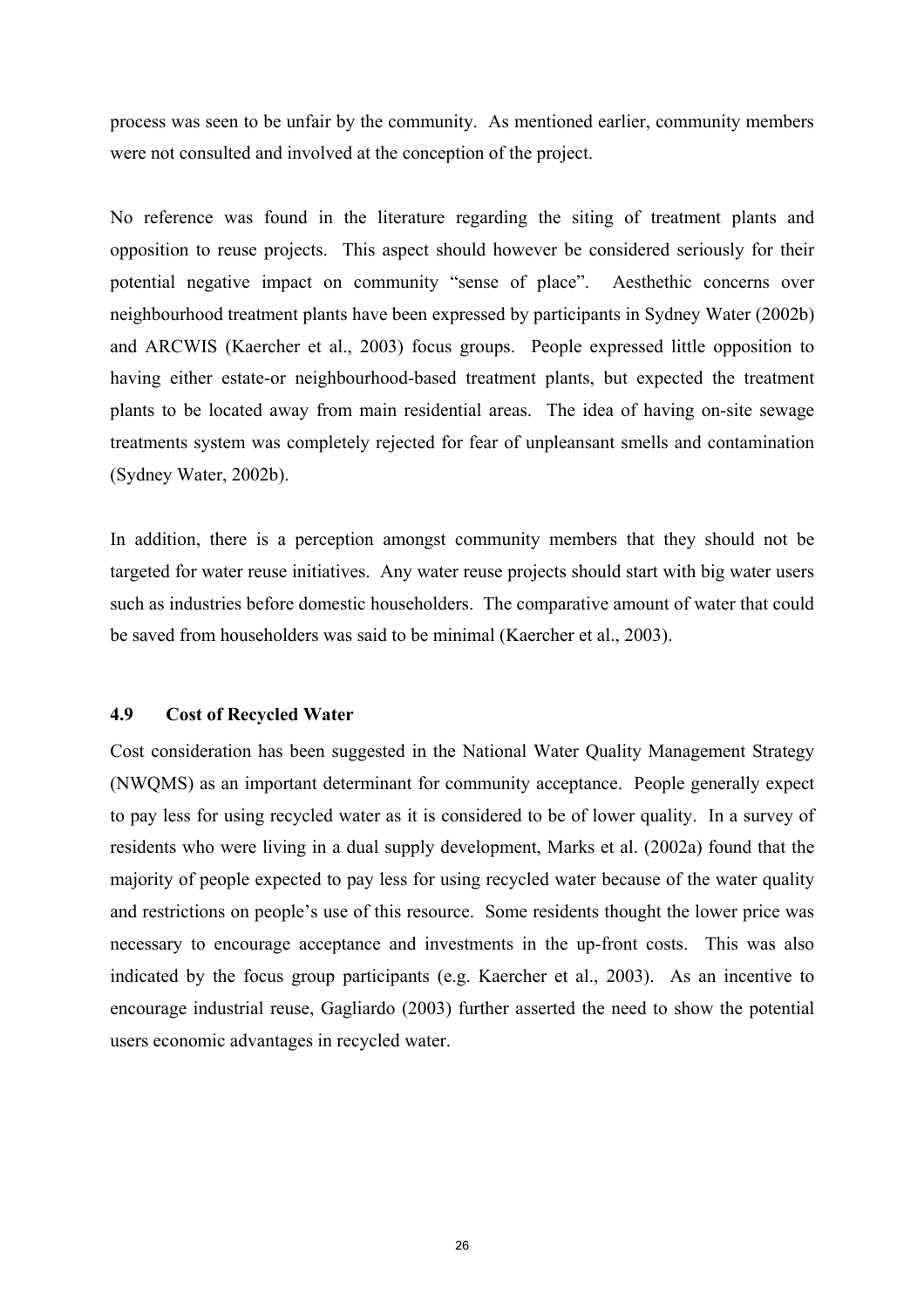process was seen to be unfair by the community. As mentioned earlier, community members were not consulted and involved at the conception of the project.

No reference was found in the literature regarding the siting of treatment plants and opposition to reuse projects. This aspect should however be considered seriously for their potential negative impact on community "sense of place". Aesthethic concerns over neighbourhood treatment plants have been expressed by participants in Sydney Water (2002b) and ARCWIS (Kaercher et al., 2003) focus groups. People expressed little opposition to having either estate-or neighbourhood-based treatment plants, but expected the treatment plants to be located away from main residential areas. The idea of having on-site sewage treatments system was completely rejected for fear of unpleansant smells and contamination (Sydney Water, 2002b).

In addition, there is a perception amongst community members that they should not be targeted for water reuse initiatives. Any water reuse projects should start with big water users such as industries before domestic householders. The comparative amount of water that could be saved from householders was said to be minimal (Kaercher et al., 2003).

### 4.9 Cost of Recycled Water

Cost consideration has been suggested in the National Water Quality Management Strategy (NWQMS) as an important determinant for community acceptance. People generally expect to pay less for using recycled water as it is considered to be of lower quality. In a survey of residents who were living in a dual supply development, Marks et al. (2002a) found that the majority of people expected to pay less for using recycled water because of the water quality and restrictions on people's use of this resource. Some residents thought the lower price was necessary to encourage acceptance and investments in the up-front costs. This was also indicated by the focus group participants (e.g. Kaercher et al., 2003). As an incentive to encourage industrial reuse, Gagliardo (2003) further asserted the need to show the potential users economic advantages in recycled water.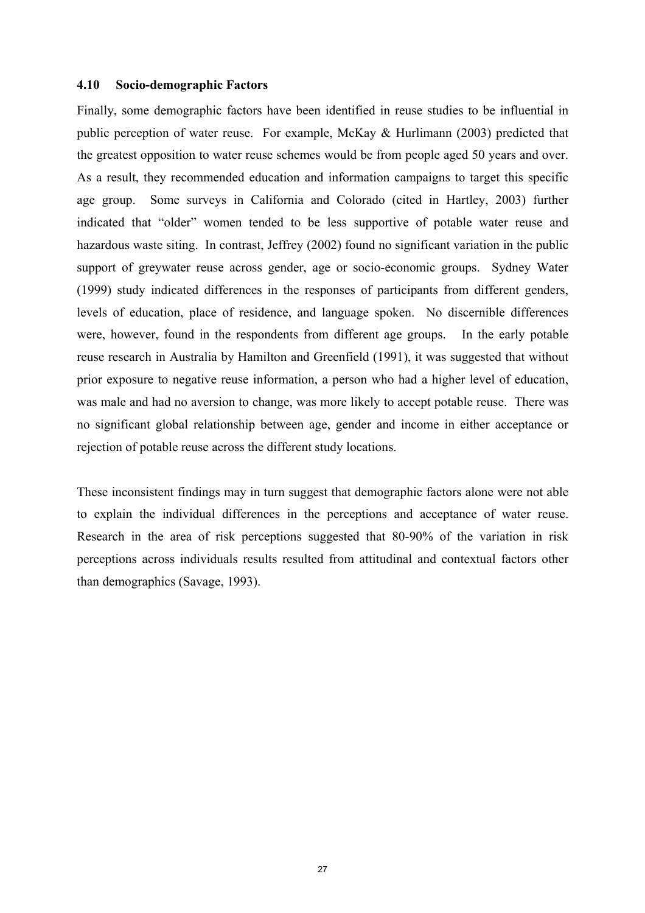### 4.10 Socio-demographic Factors

Finally, some demographic factors have been identified in reuse studies to be influential in public perception of water reuse. For example, McKay & Hurlimann (2003) predicted that the greatest opposition to water reuse schemes would be from people aged 50 years and over. As a result, they recommended education and information campaigns to target this specific age group. Some surveys in California and Colorado (cited in Hartley, 2003) further indicated that "older" women tended to be less supportive of potable water reuse and hazardous waste siting. In contrast, Jeffrey (2002) found no significant variation in the public support of greywater reuse across gender, age or socio-economic groups. Sydney Water (1999) study indicated differences in the responses of participants from different genders, levels of education, place of residence, and language spoken. No discernible differences were, however, found in the respondents from different age groups. In the early potable reuse research in Australia by Hamilton and Greenfield (1991), it was suggested that without prior exposure to negative reuse information, a person who had a higher level of education, was male and had no aversion to change, was more likely to accept potable reuse. There was no significant global relationship between age, gender and income in either acceptance or rejection of potable reuse across the different study locations.

These inconsistent findings may in turn suggest that demographic factors alone were not able to explain the individual differences in the perceptions and acceptance of water reuse. Research in the area of risk perceptions suggested that 80-90% of the variation in risk perceptions across individuals results resulted from attitudinal and contextual factors other than demographics (Savage, 1993).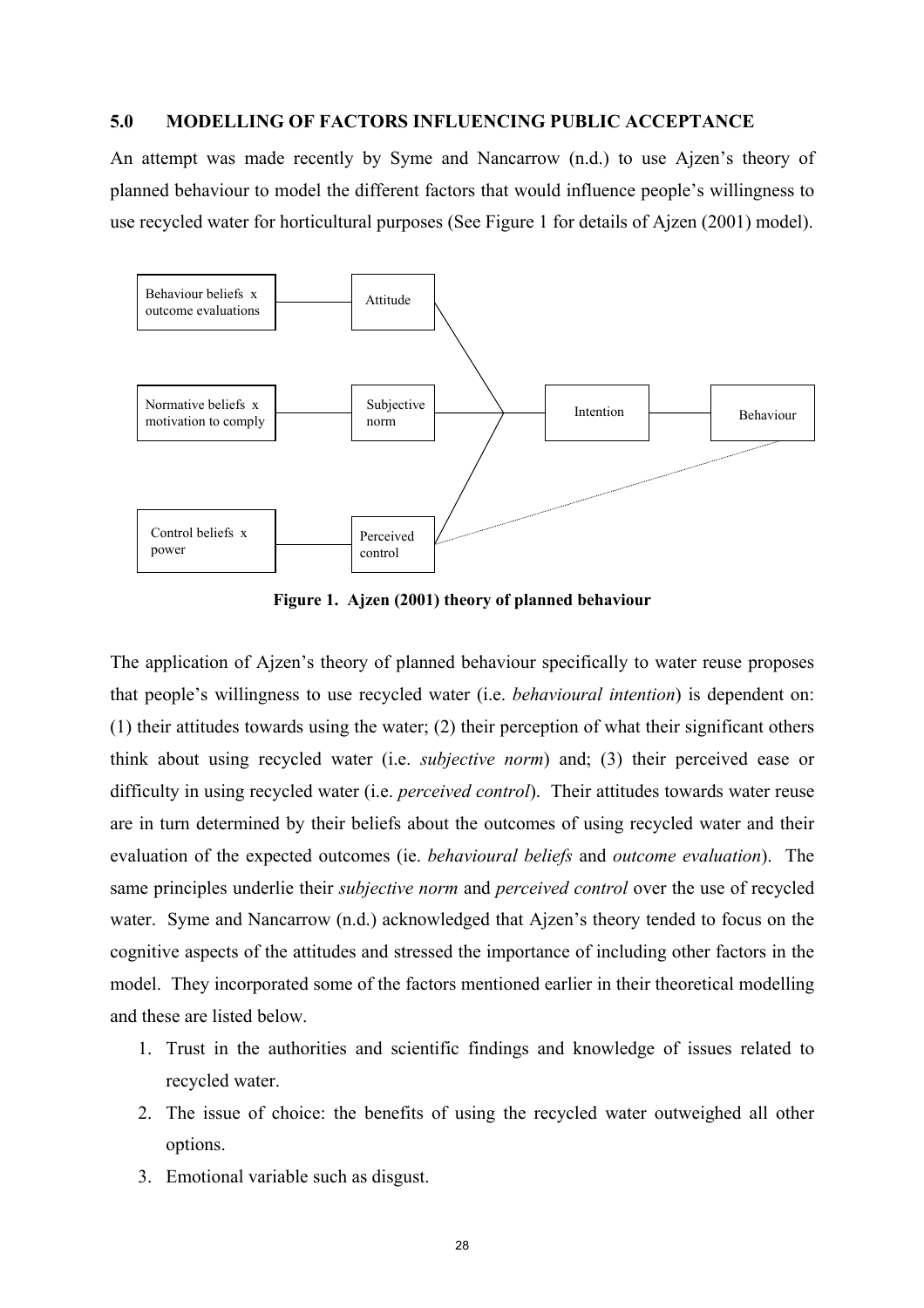## 5.0 MODELLING OF FACTORS INFLUENCING PUBLIC ACCEPTANCE

An attempt was made recently by Syme and Nancarrow (n.d.) to use Ajzen's theory of planned behaviour to model the different factors that would influence people's willingness to use recycled water for horticultural purposes (See Figure 1 for details of Ajzen (2001) model).

Behaviour beliefs x outcome evaluations — Attitude

Normative beliefs x motivation to comply — Subjective norm — Intention — Behaviour

Control beliefs x power — Perceived control

**Figure 1. Ajzen (2001) theory of planned behaviour**

The application of Ajzen's theory of planned behaviour specifically to water reuse proposes that people's willingness to use recycled water (i.e. *behavioural intention*) is dependent on: (1) their attitudes towards using the water; (2) their perception of what their significant others think about using recycled water (i.e. *subjective norm*) and; (3) their perceived ease or difficulty in using recycled water (i.e. *perceived control*). Their attitudes towards water reuse are in turn determined by their beliefs about the outcomes of using recycled water and their evaluation of the expected outcomes (ie. *behavioural beliefs* and *outcome evaluation*). The same principles underlie their *subjective norm* and *perceived control* over the use of recycled water. Syme and Nancarrow (n.d.) acknowledged that Ajzen's theory tended to focus on the cognitive aspects of the attitudes and stressed the importance of including other factors in the model. They incorporated some of the factors mentioned earlier in their theoretical modelling and these are listed below.

1. Trust in the authorities and scientific findings and knowledge of issues related to recycled water.
2. The issue of choice: the benefits of using the recycled water outweighed all other options.
3. Emotional variable such as disgust.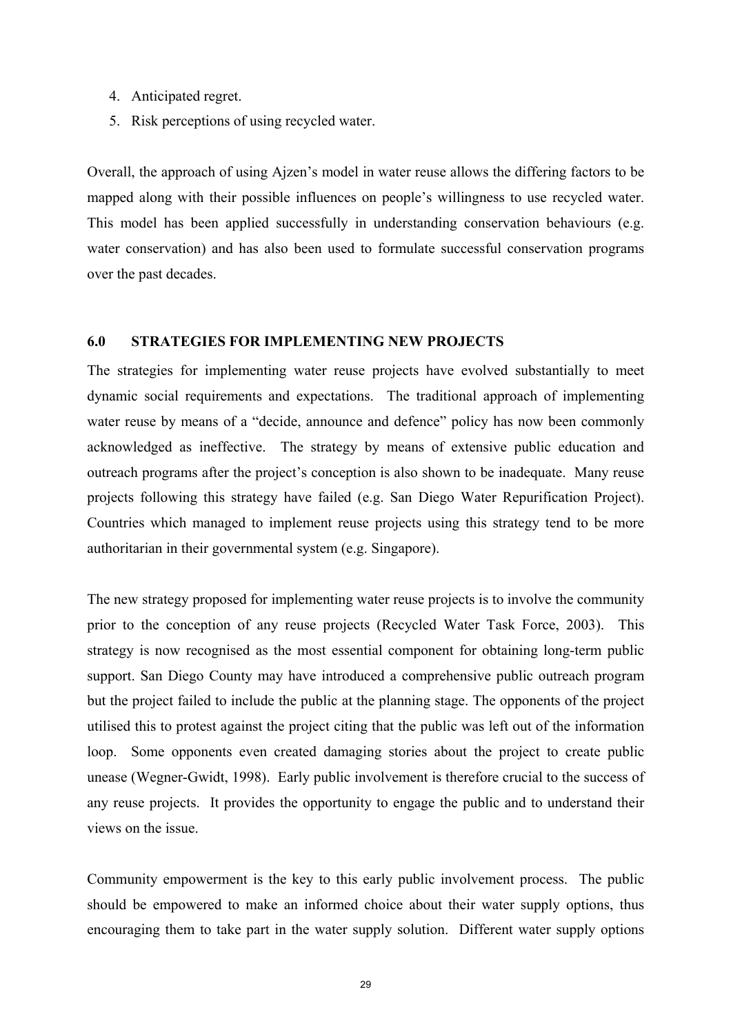4. Anticipated regret.
5. Risk perceptions of using recycled water.

Overall, the approach of using Ajzen's model in water reuse allows the differing factors to be mapped along with their possible influences on people's willingness to use recycled water. This model has been applied successfully in understanding conservation behaviours (e.g. water conservation) and has also been used to formulate successful conservation programs over the past decades.

## 6.0 STRATEGIES FOR IMPLEMENTING NEW PROJECTS

The strategies for implementing water reuse projects have evolved substantially to meet dynamic social requirements and expectations. The traditional approach of implementing water reuse by means of a "decide, announce and defence" policy has now been commonly acknowledged as ineffective. The strategy by means of extensive public education and outreach programs after the project's conception is also shown to be inadequate. Many reuse projects following this strategy have failed (e.g. San Diego Water Repurification Project). Countries which managed to implement reuse projects using this strategy tend to be more authoritarian in their governmental system (e.g. Singapore).

The new strategy proposed for implementing water reuse projects is to involve the community prior to the conception of any reuse projects (Recycled Water Task Force, 2003). This strategy is now recognised as the most essential component for obtaining long-term public support. San Diego County may have introduced a comprehensive public outreach program but the project failed to include the public at the planning stage. The opponents of the project utilised this to protest against the project citing that the public was left out of the information loop. Some opponents even created damaging stories about the project to create public unease (Wegner-Gwidt, 1998). Early public involvement is therefore crucial to the success of any reuse projects. It provides the opportunity to engage the public and to understand their views on the issue.

Community empowerment is the key to this early public involvement process. The public should be empowered to make an informed choice about their water supply options, thus encouraging them to take part in the water supply solution. Different water supply options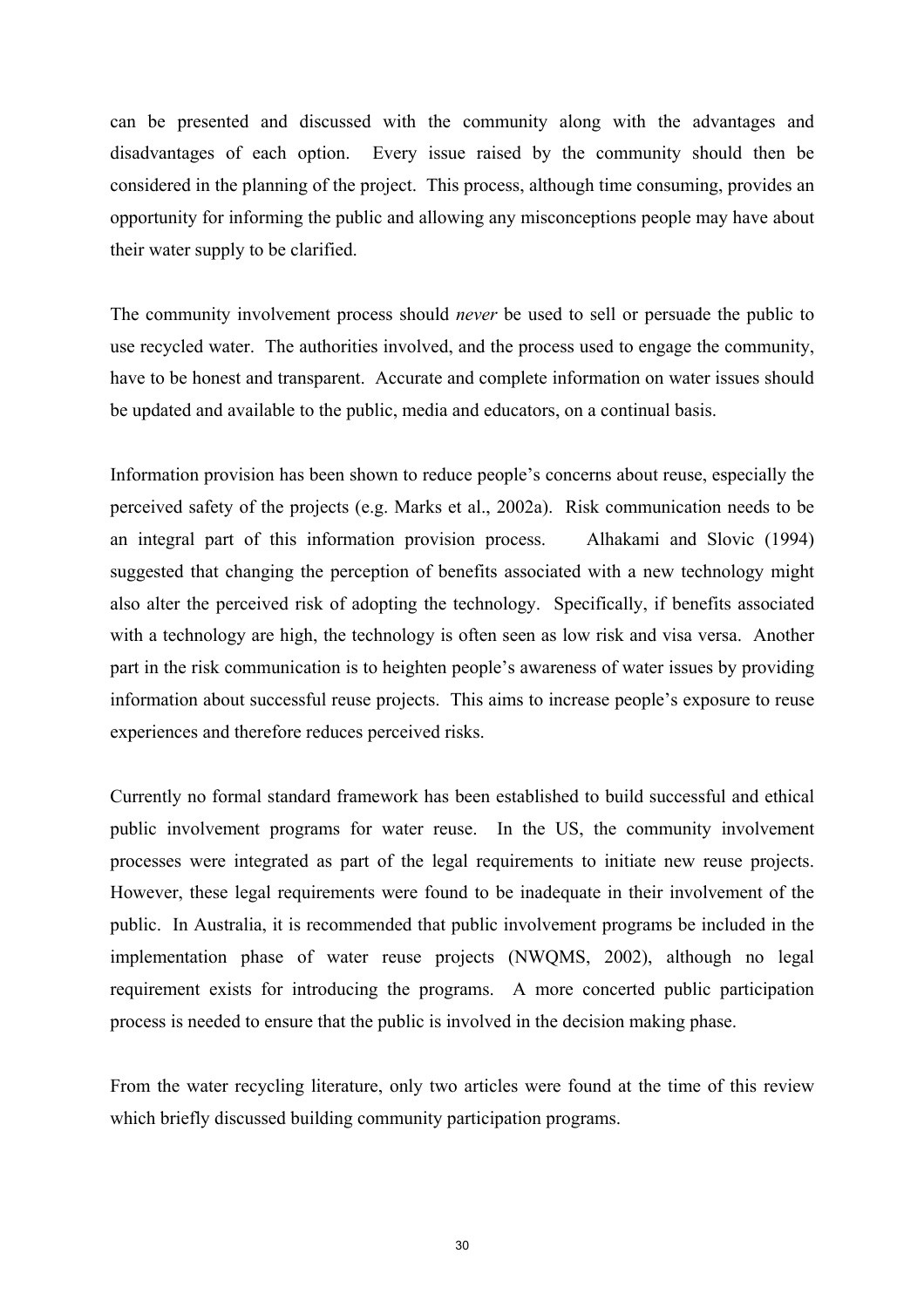can be presented and discussed with the community along with the advantages and disadvantages of each option. Every issue raised by the community should then be considered in the planning of the project. This process, although time consuming, provides an opportunity for informing the public and allowing any misconceptions people may have about their water supply to be clarified.

The community involvement process should *never* be used to sell or persuade the public to use recycled water. The authorities involved, and the process used to engage the community, have to be honest and transparent. Accurate and complete information on water issues should be updated and available to the public, media and educators, on a continual basis.

Information provision has been shown to reduce people's concerns about reuse, especially the perceived safety of the projects (e.g. Marks et al., 2002a). Risk communication needs to be an integral part of this information provision process. Alhakami and Slovic (1994) suggested that changing the perception of benefits associated with a new technology might also alter the perceived risk of adopting the technology. Specifically, if benefits associated with a technology are high, the technology is often seen as low risk and visa versa. Another part in the risk communication is to heighten people's awareness of water issues by providing information about successful reuse projects. This aims to increase people's exposure to reuse experiences and therefore reduces perceived risks.

Currently no formal standard framework has been established to build successful and ethical public involvement programs for water reuse. In the US, the community involvement processes were integrated as part of the legal requirements to initiate new reuse projects. However, these legal requirements were found to be inadequate in their involvement of the public. In Australia, it is recommended that public involvement programs be included in the implementation phase of water reuse projects (NWQMS, 2002), although no legal requirement exists for introducing the programs. A more concerted public participation process is needed to ensure that the public is involved in the decision making phase.

From the water recycling literature, only two articles were found at the time of this review which briefly discussed building community participation programs.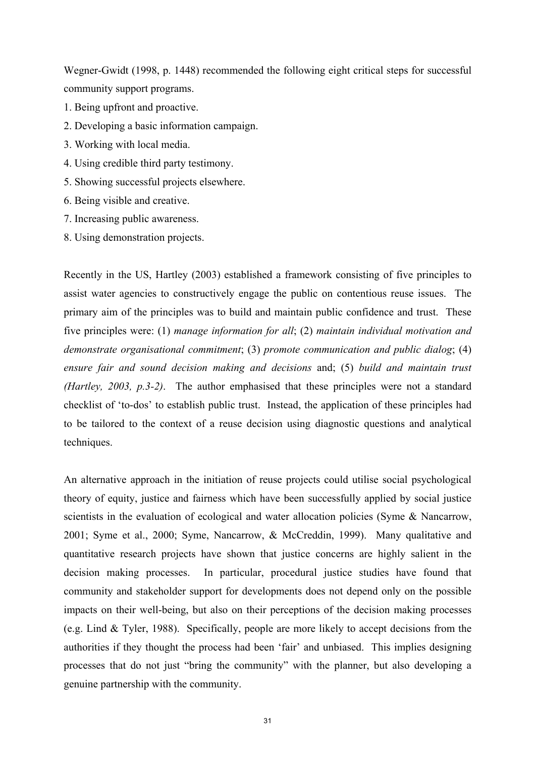Wegner-Gwidt (1998, p. 1448) recommended the following eight critical steps for successful community support programs.

1. Being upfront and proactive.
2. Developing a basic information campaign.
3. Working with local media.
4. Using credible third party testimony.
5. Showing successful projects elsewhere.
6. Being visible and creative.
7. Increasing public awareness.
8. Using demonstration projects.

Recently in the US, Hartley (2003) established a framework consisting of five principles to assist water agencies to constructively engage the public on contentious reuse issues. The primary aim of the principles was to build and maintain public confidence and trust. These five principles were: (1) *manage information for all*; (2) *maintain individual motivation and demonstrate organisational commitment*; (3) *promote communication and public dialog*; (4) *ensure fair and sound decision making and decisions* and; (5) *build and maintain trust (Hartley, 2003, p.3-2)*. The author emphasised that these principles were not a standard checklist of 'to-dos' to establish public trust. Instead, the application of these principles had to be tailored to the context of a reuse decision using diagnostic questions and analytical techniques.

An alternative approach in the initiation of reuse projects could utilise social psychological theory of equity, justice and fairness which have been successfully applied by social justice scientists in the evaluation of ecological and water allocation policies (Syme & Nancarrow, 2001; Syme et al., 2000; Syme, Nancarrow, & McCreddin, 1999). Many qualitative and quantitative research projects have shown that justice concerns are highly salient in the decision making processes. In particular, procedural justice studies have found that community and stakeholder support for developments does not depend only on the possible impacts on their well-being, but also on their perceptions of the decision making processes (e.g. Lind & Tyler, 1988). Specifically, people are more likely to accept decisions from the authorities if they thought the process had been 'fair' and unbiased. This implies designing processes that do not just "bring the community" with the planner, but also developing a genuine partnership with the community.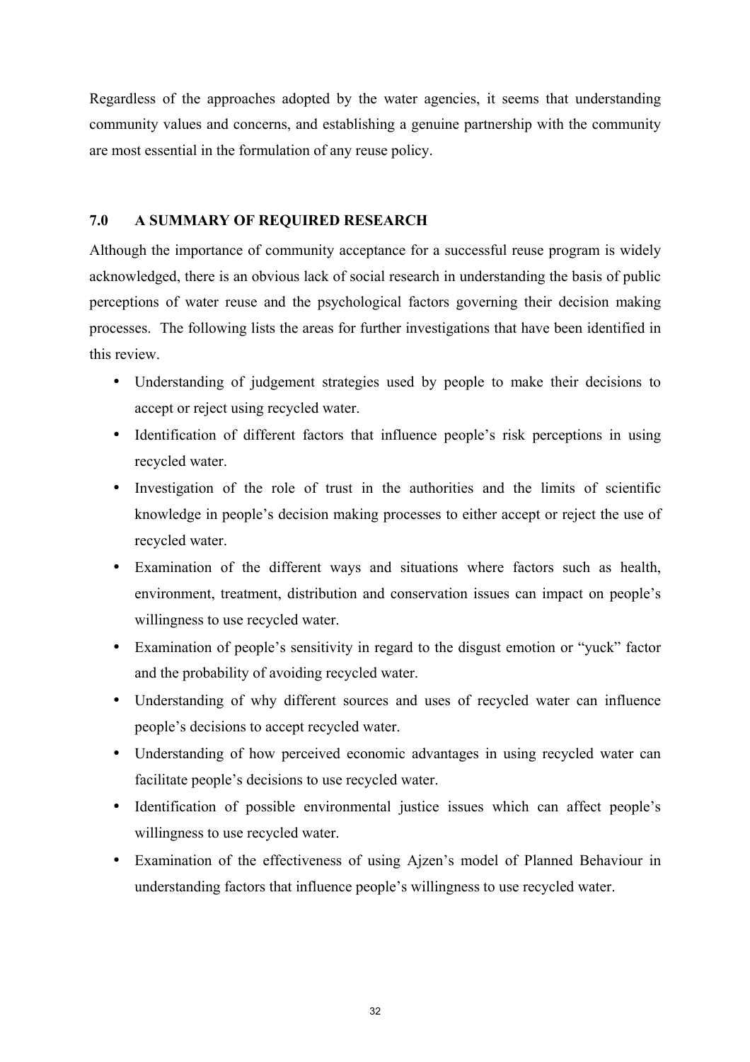Regardless of the approaches adopted by the water agencies, it seems that understanding community values and concerns, and establishing a genuine partnership with the community are most essential in the formulation of any reuse policy.

## 7.0 A SUMMARY OF REQUIRED RESEARCH

Although the importance of community acceptance for a successful reuse program is widely acknowledged, there is an obvious lack of social research in understanding the basis of public perceptions of water reuse and the psychological factors governing their decision making processes. The following lists the areas for further investigations that have been identified in this review.

- Understanding of judgement strategies used by people to make their decisions to accept or reject using recycled water.
- Identification of different factors that influence people's risk perceptions in using recycled water.
- Investigation of the role of trust in the authorities and the limits of scientific knowledge in people's decision making processes to either accept or reject the use of recycled water.
- Examination of the different ways and situations where factors such as health, environment, treatment, distribution and conservation issues can impact on people's willingness to use recycled water.
- Examination of people's sensitivity in regard to the disgust emotion or "yuck" factor and the probability of avoiding recycled water.
- Understanding of why different sources and uses of recycled water can influence people's decisions to accept recycled water.
- Understanding of how perceived economic advantages in using recycled water can facilitate people's decisions to use recycled water.
- Identification of possible environmental justice issues which can affect people's willingness to use recycled water.
- Examination of the effectiveness of using Ajzen's model of Planned Behaviour in understanding factors that influence people's willingness to use recycled water.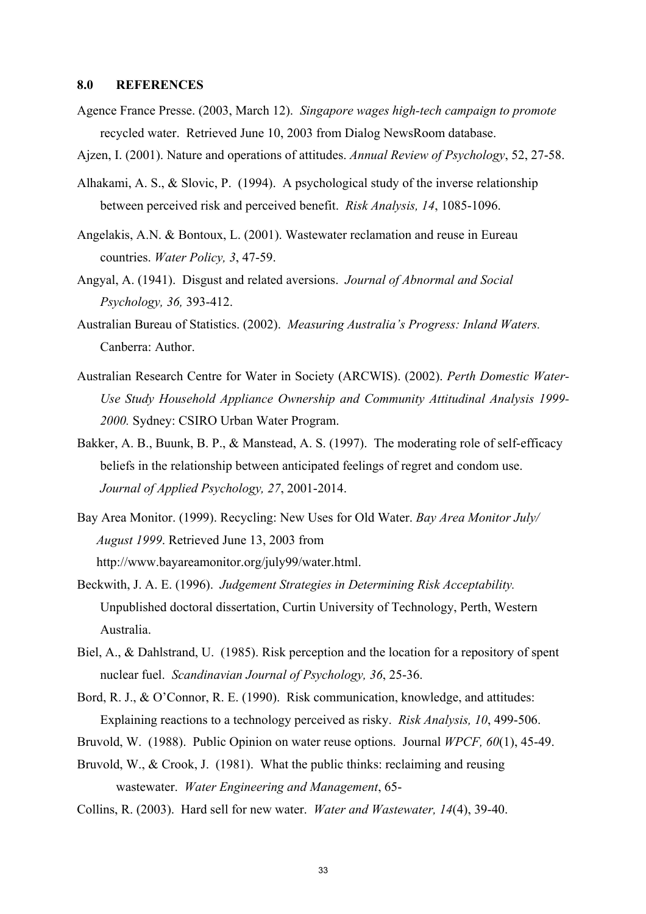## 8.0 REFERENCES

Agence France Presse. (2003, March 12). *Singapore wages high-tech campaign to promote* recycled water. Retrieved June 10, 2003 from Dialog NewsRoom database.

Ajzen, I. (2001). Nature and operations of attitudes. *Annual Review of Psychology*, 52, 27-58.

Alhakami, A. S., & Slovic, P. (1994). A psychological study of the inverse relationship between perceived risk and perceived benefit. *Risk Analysis, 14*, 1085-1096.

Angelakis, A.N. & Bontoux, L. (2001). Wastewater reclamation and reuse in Eureau countries. *Water Policy, 3*, 47-59.

Angyal, A. (1941). Disgust and related aversions. *Journal of Abnormal and Social Psychology, 36,* 393-412.

Australian Bureau of Statistics. (2002). *Measuring Australia's Progress: Inland Waters.* Canberra: Author.

Australian Research Centre for Water in Society (ARCWIS). (2002). *Perth Domestic Water-Use Study Household Appliance Ownership and Community Attitudinal Analysis 1999-2000.* Sydney: CSIRO Urban Water Program.

Bakker, A. B., Buunk, B. P., & Manstead, A. S. (1997). The moderating role of self-efficacy beliefs in the relationship between anticipated feelings of regret and condom use. *Journal of Applied Psychology, 27*, 2001-2014.

Bay Area Monitor. (1999). Recycling: New Uses for Old Water. *Bay Area Monitor July/ August 1999*. Retrieved June 13, 2003 from http://www.bayareamonitor.org/july99/water.html.

Beckwith, J. A. E. (1996). *Judgement Strategies in Determining Risk Acceptability.* Unpublished doctoral dissertation, Curtin University of Technology, Perth, Western Australia.

Biel, A., & Dahlstrand, U. (1985). Risk perception and the location for a repository of spent nuclear fuel. *Scandinavian Journal of Psychology, 36*, 25-36.

Bord, R. J., & O'Connor, R. E. (1990). Risk communication, knowledge, and attitudes: Explaining reactions to a technology perceived as risky. *Risk Analysis, 10*, 499-506.

Bruvold, W. (1988). Public Opinion on water reuse options. Journal *WPCF, 60*(1), 45-49.

Bruvold, W., & Crook, J. (1981). What the public thinks: reclaiming and reusing wastewater. *Water Engineering and Management*, 65-

Collins, R. (2003). Hard sell for new water. *Water and Wastewater, 14*(4), 39-40.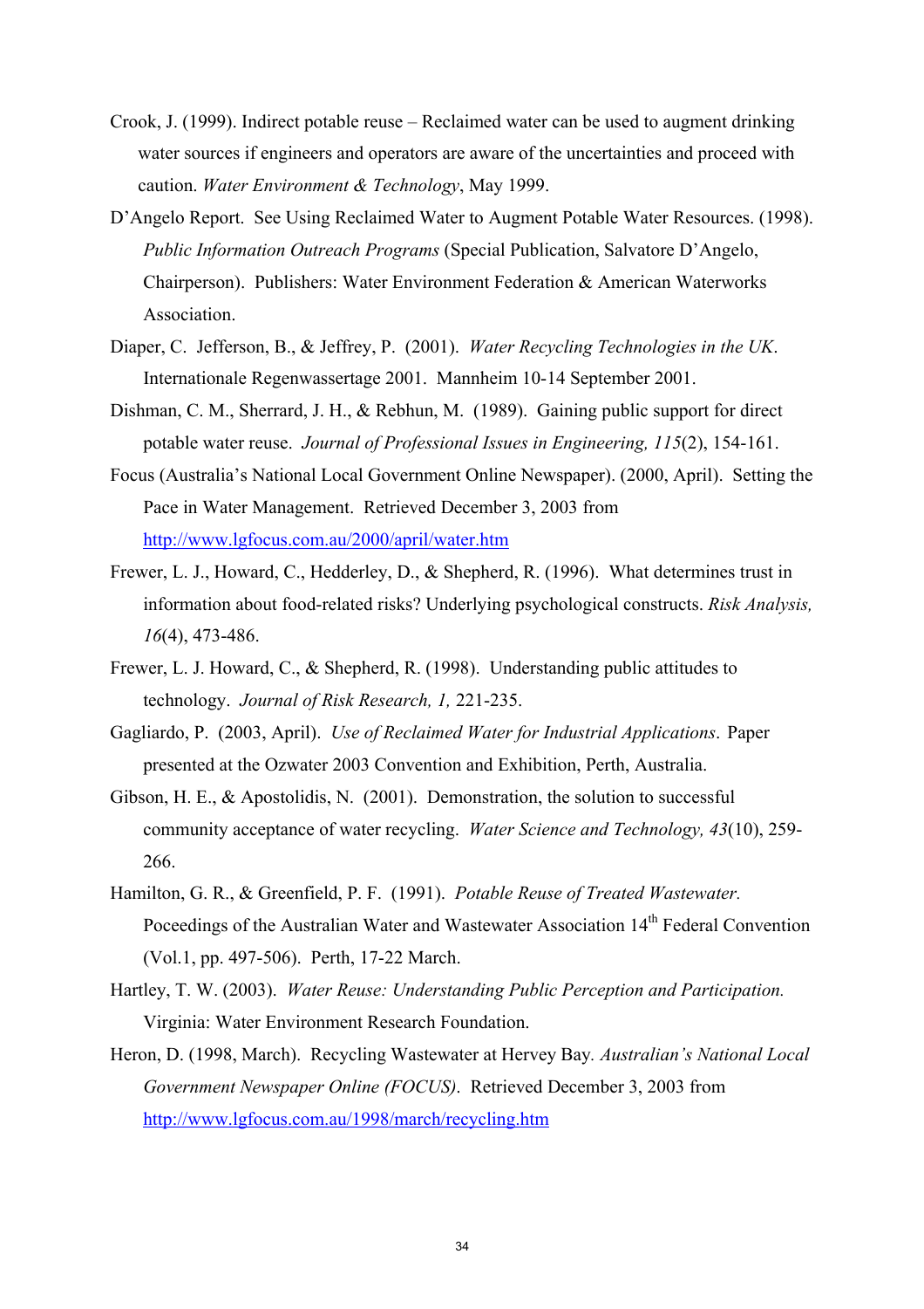Crook, J. (1999). Indirect potable reuse – Reclaimed water can be used to augment drinking water sources if engineers and operators are aware of the uncertainties and proceed with caution. *Water Environment & Technology*, May 1999.

D'Angelo Report. See Using Reclaimed Water to Augment Potable Water Resources. (1998). *Public Information Outreach Programs* (Special Publication, Salvatore D'Angelo, Chairperson). Publishers: Water Environment Federation & American Waterworks Association.

Diaper, C. Jefferson, B., & Jeffrey, P. (2001). *Water Recycling Technologies in the UK*. Internationale Regenwassertage 2001. Mannheim 10-14 September 2001.

Dishman, C. M., Sherrard, J. H., & Rebhun, M. (1989). Gaining public support for direct potable water reuse. *Journal of Professional Issues in Engineering, 115*(2), 154-161.

Focus (Australia's National Local Government Online Newspaper). (2000, April). Setting the Pace in Water Management. Retrieved December 3, 2003 from http://www.lgfocus.com.au/2000/april/water.htm

Frewer, L. J., Howard, C., Hedderley, D., & Shepherd, R. (1996). What determines trust in information about food-related risks? Underlying psychological constructs. *Risk Analysis, 16*(4), 473-486.

Frewer, L. J. Howard, C., & Shepherd, R. (1998). Understanding public attitudes to technology. *Journal of Risk Research, 1,* 221-235.

Gagliardo, P. (2003, April). *Use of Reclaimed Water for Industrial Applications*. Paper presented at the Ozwater 2003 Convention and Exhibition, Perth, Australia.

Gibson, H. E., & Apostolidis, N. (2001). Demonstration, the solution to successful community acceptance of water recycling. *Water Science and Technology, 43*(10), 259-266.

Hamilton, G. R., & Greenfield, P. F. (1991). *Potable Reuse of Treated Wastewater.* Poceedings of the Australian Water and Wastewater Association 14th Federal Convention (Vol.1, pp. 497-506). Perth, 17-22 March.

Hartley, T. W. (2003). *Water Reuse: Understanding Public Perception and Participation.* Virginia: Water Environment Research Foundation.

Heron, D. (1998, March). Recycling Wastewater at Hervey Bay. *Australian's National Local Government Newspaper Online (FOCUS)*. Retrieved December 3, 2003 from http://www.lgfocus.com.au/1998/march/recycling.htm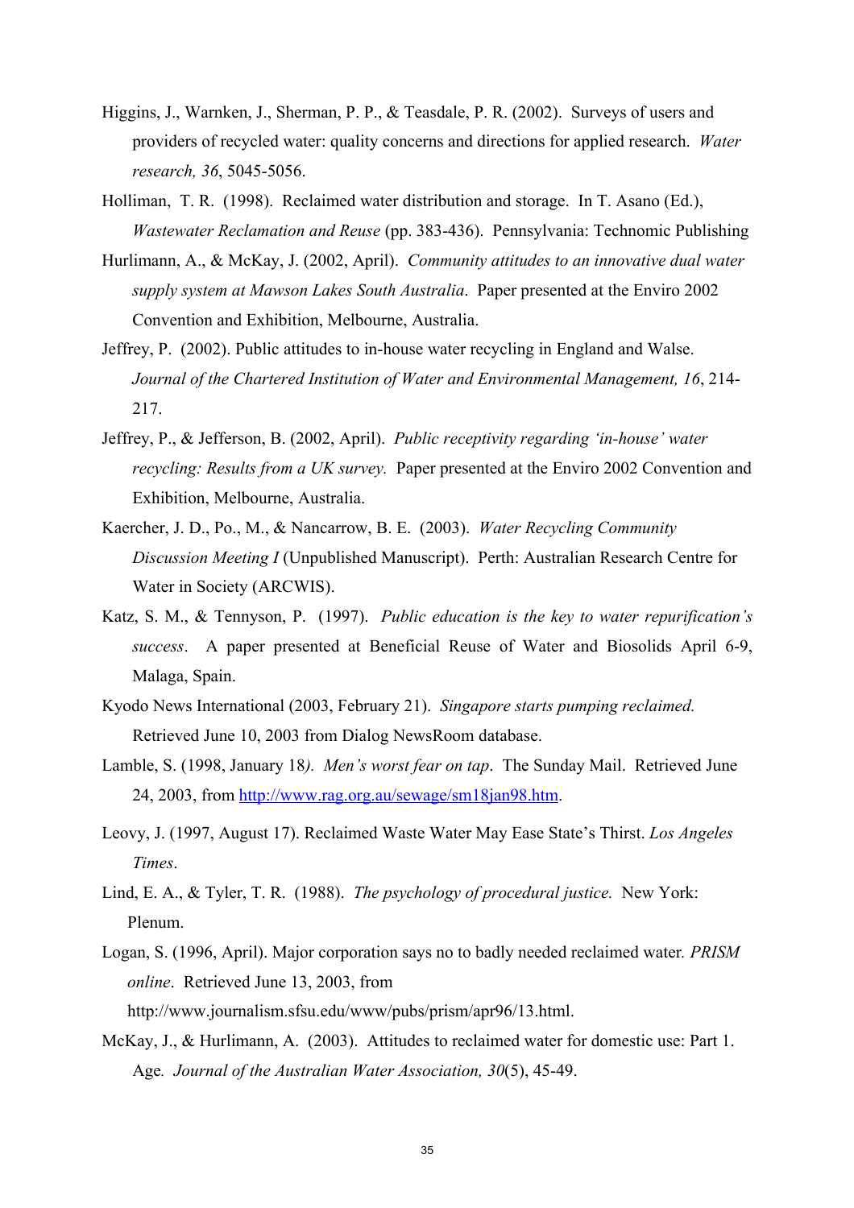Higgins, J., Warnken, J., Sherman, P. P., & Teasdale, P. R. (2002). Surveys of users and providers of recycled water: quality concerns and directions for applied research. *Water research, 36*, 5045-5056.

Holliman, T. R. (1998). Reclaimed water distribution and storage. In T. Asano (Ed.), *Wastewater Reclamation and Reuse* (pp. 383-436). Pennsylvania: Technomic Publishing

Hurlimann, A., & McKay, J. (2002, April). *Community attitudes to an innovative dual water supply system at Mawson Lakes South Australia*. Paper presented at the Enviro 2002 Convention and Exhibition, Melbourne, Australia.

Jeffrey, P. (2002). Public attitudes to in-house water recycling in England and Walse. *Journal of the Chartered Institution of Water and Environmental Management, 16*, 214-217.

Jeffrey, P., & Jefferson, B. (2002, April). *Public receptivity regarding 'in-house' water recycling: Results from a UK survey.* Paper presented at the Enviro 2002 Convention and Exhibition, Melbourne, Australia.

Kaercher, J. D., Po., M., & Nancarrow, B. E. (2003). *Water Recycling Community Discussion Meeting I* (Unpublished Manuscript). Perth: Australian Research Centre for Water in Society (ARCWIS).

Katz, S. M., & Tennyson, P. (1997). *Public education is the key to water repurification's success*. A paper presented at Beneficial Reuse of Water and Biosolids April 6-9, Malaga, Spain.

Kyodo News International (2003, February 21). *Singapore starts pumping reclaimed.* Retrieved June 10, 2003 from Dialog NewsRoom database.

Lamble, S. (1998, January 18*). Men's worst fear on tap*. The Sunday Mail. Retrieved June 24, 2003, from http://www.rag.org.au/sewage/sm18jan98.htm.

Leovy, J. (1997, August 17). Reclaimed Waste Water May Ease State's Thirst. *Los Angeles Times*.

Lind, E. A., & Tyler, T. R. (1988). *The psychology of procedural justice.* New York: Plenum.

Logan, S. (1996, April). Major corporation says no to badly needed reclaimed water*. PRISM online*. Retrieved June 13, 2003, from http://www.journalism.sfsu.edu/www/pubs/prism/apr96/13.html.

McKay, J., & Hurlimann, A. (2003). Attitudes to reclaimed water for domestic use: Part 1. Age*. Journal of the Australian Water Association, 30*(5), 45-49.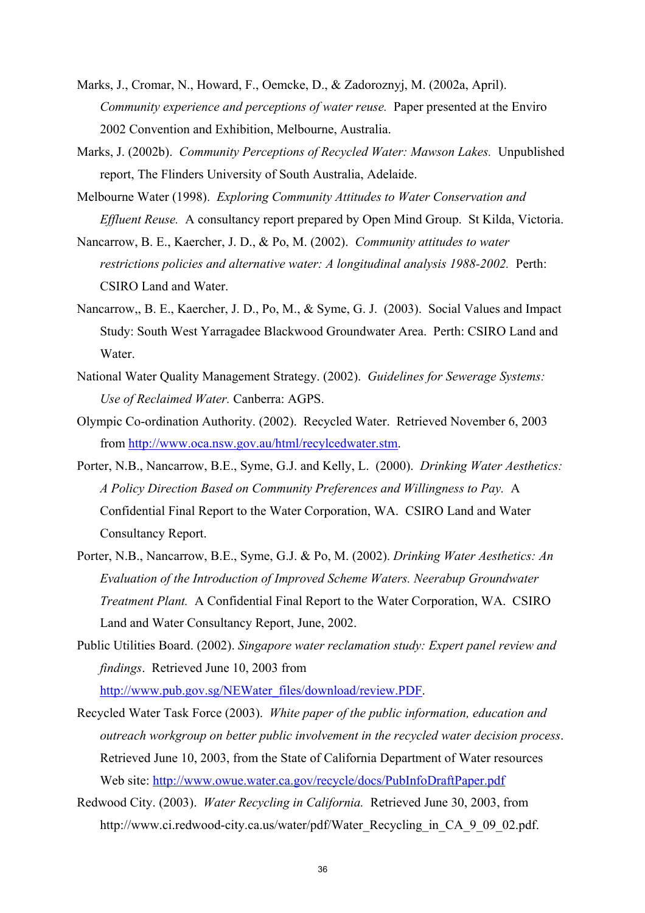Marks, J., Cromar, N., Howard, F., Oemcke, D., & Zadoroznyj, M. (2002a, April). *Community experience and perceptions of water reuse.* Paper presented at the Enviro 2002 Convention and Exhibition, Melbourne, Australia.

Marks, J. (2002b). *Community Perceptions of Recycled Water: Mawson Lakes.* Unpublished report, The Flinders University of South Australia, Adelaide.

Melbourne Water (1998). *Exploring Community Attitudes to Water Conservation and Effluent Reuse.* A consultancy report prepared by Open Mind Group. St Kilda, Victoria.

Nancarrow, B. E., Kaercher, J. D., & Po, M. (2002). *Community attitudes to water restrictions policies and alternative water: A longitudinal analysis 1988-2002.* Perth: CSIRO Land and Water.

Nancarrow,, B. E., Kaercher, J. D., Po, M., & Syme, G. J. (2003). Social Values and Impact Study: South West Yarragadee Blackwood Groundwater Area. Perth: CSIRO Land and Water.

National Water Quality Management Strategy. (2002). *Guidelines for Sewerage Systems: Use of Reclaimed Water.* Canberra: AGPS.

Olympic Co-ordination Authority. (2002). Recycled Water. Retrieved November 6, 2003 from http://www.oca.nsw.gov.au/html/recylcedwater.stm.

Porter, N.B., Nancarrow, B.E., Syme, G.J. and Kelly, L. (2000). *Drinking Water Aesthetics: A Policy Direction Based on Community Preferences and Willingness to Pay.* A Confidential Final Report to the Water Corporation, WA. CSIRO Land and Water Consultancy Report.

Porter, N.B., Nancarrow, B.E., Syme, G.J. & Po, M. (2002). *Drinking Water Aesthetics: An Evaluation of the Introduction of Improved Scheme Waters. Neerabup Groundwater Treatment Plant.* A Confidential Final Report to the Water Corporation, WA. CSIRO Land and Water Consultancy Report, June, 2002.

Public Utilities Board. (2002). *Singapore water reclamation study: Expert panel review and findings*. Retrieved June 10, 2003 from http://www.pub.gov.sg/NEWater_files/download/review.PDF.

Recycled Water Task Force (2003). *White paper of the public information, education and outreach workgroup on better public involvement in the recycled water decision process*. Retrieved June 10, 2003, from the State of California Department of Water resources Web site: http://www.owue.water.ca.gov/recycle/docs/PubInfoDraftPaper.pdf

Redwood City. (2003). *Water Recycling in California.* Retrieved June 30, 2003, from http://www.ci.redwood-city.ca.us/water/pdf/Water_Recycling_in_CA_9_09_02.pdf.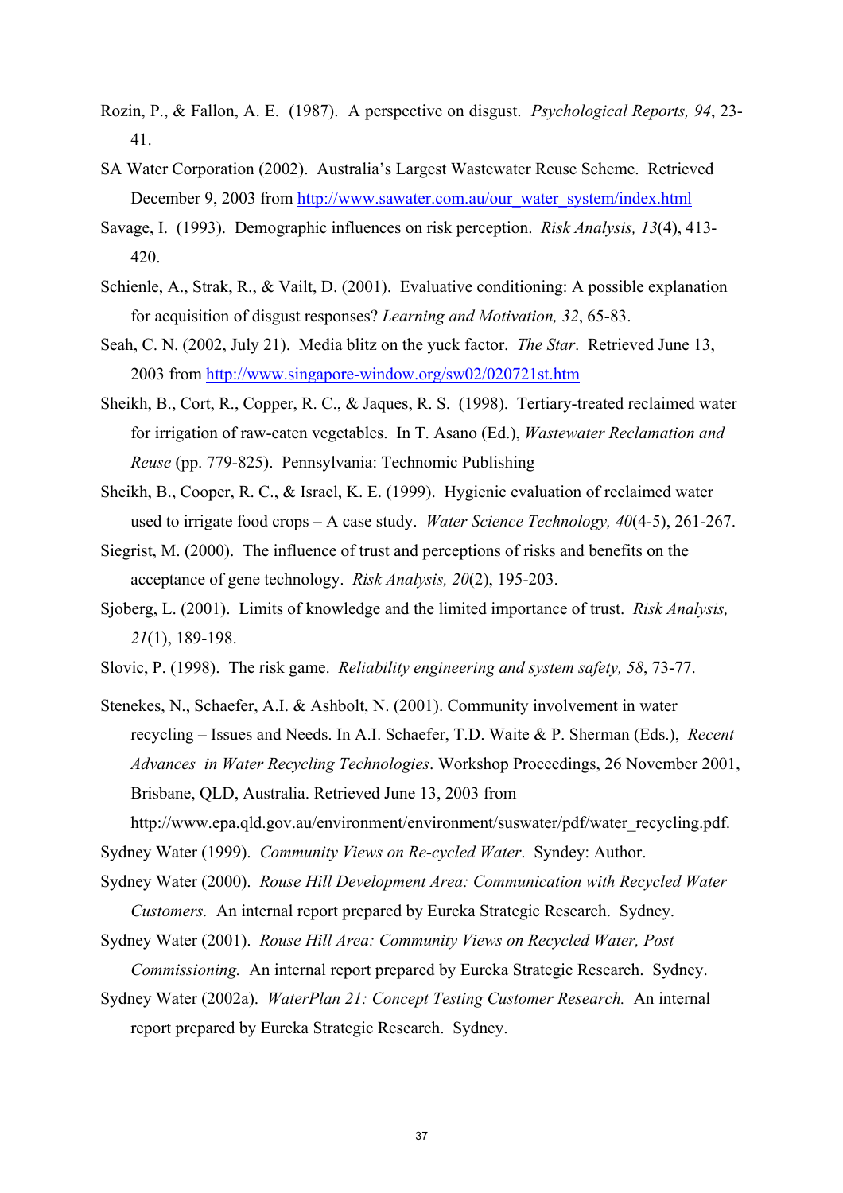Rozin, P., & Fallon, A. E. (1987). A perspective on disgust. *Psychological Reports, 94*, 23-41.

SA Water Corporation (2002). Australia's Largest Wastewater Reuse Scheme. Retrieved December 9, 2003 from http://www.sawater.com.au/our_water_system/index.html

Savage, I. (1993). Demographic influences on risk perception. *Risk Analysis, 13*(4), 413-420.

Schienle, A., Strak, R., & Vailt, D. (2001). Evaluative conditioning: A possible explanation for acquisition of disgust responses? *Learning and Motivation, 32*, 65-83.

Seah, C. N. (2002, July 21). Media blitz on the yuck factor. *The Star*. Retrieved June 13, 2003 from http://www.singapore-window.org/sw02/020721st.htm

Sheikh, B., Cort, R., Copper, R. C., & Jaques, R. S. (1998). Tertiary-treated reclaimed water for irrigation of raw-eaten vegetables. In T. Asano (Ed.), *Wastewater Reclamation and Reuse* (pp. 779-825). Pennsylvania: Technomic Publishing

Sheikh, B., Cooper, R. C., & Israel, K. E. (1999). Hygienic evaluation of reclaimed water used to irrigate food crops – A case study. *Water Science Technology, 40*(4-5), 261-267.

Siegrist, M. (2000). The influence of trust and perceptions of risks and benefits on the acceptance of gene technology. *Risk Analysis, 20*(2), 195-203.

Sjoberg, L. (2001). Limits of knowledge and the limited importance of trust. *Risk Analysis, 21*(1), 189-198.

Slovic, P. (1998). The risk game. *Reliability engineering and system safety, 58*, 73-77.

Stenekes, N., Schaefer, A.I. & Ashbolt, N. (2001). Community involvement in water recycling – Issues and Needs. In A.I. Schaefer, T.D. Waite & P. Sherman (Eds.), *Recent Advances in Water Recycling Technologies*. Workshop Proceedings, 26 November 2001, Brisbane, QLD, Australia. Retrieved June 13, 2003 from http://www.epa.qld.gov.au/environment/environment/suswater/pdf/water_recycling.pdf.

Sydney Water (1999). *Community Views on Re-cycled Water*. Syndey: Author.

Sydney Water (2000). *Rouse Hill Development Area: Communication with Recycled Water Customers.* An internal report prepared by Eureka Strategic Research. Sydney.

Sydney Water (2001). *Rouse Hill Area: Community Views on Recycled Water, Post Commissioning.* An internal report prepared by Eureka Strategic Research. Sydney.

Sydney Water (2002a). *WaterPlan 21: Concept Testing Customer Research.* An internal report prepared by Eureka Strategic Research. Sydney.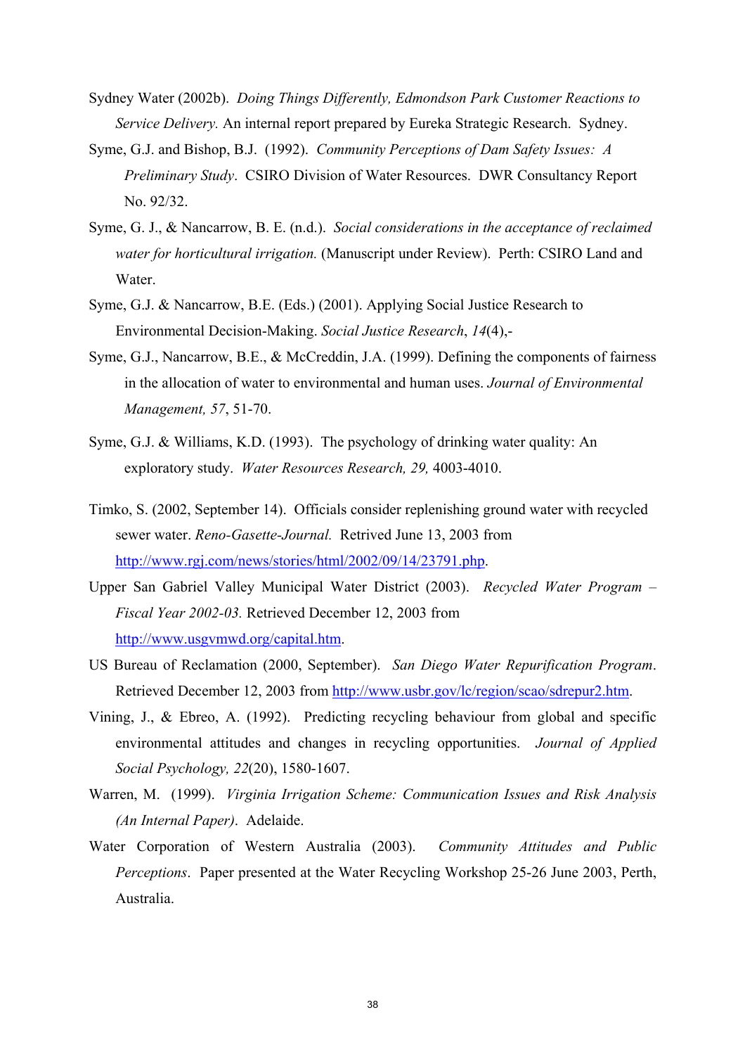Sydney Water (2002b). *Doing Things Differently, Edmondson Park Customer Reactions to Service Delivery.* An internal report prepared by Eureka Strategic Research. Sydney.

Syme, G.J. and Bishop, B.J. (1992). *Community Perceptions of Dam Safety Issues: A Preliminary Study*. CSIRO Division of Water Resources. DWR Consultancy Report No. 92/32.

Syme, G. J., & Nancarrow, B. E. (n.d.). *Social considerations in the acceptance of reclaimed water for horticultural irrigation.* (Manuscript under Review). Perth: CSIRO Land and Water.

Syme, G.J. & Nancarrow, B.E. (Eds.) (2001). Applying Social Justice Research to Environmental Decision-Making. *Social Justice Research*, *14*(4),-

Syme, G.J., Nancarrow, B.E., & McCreddin, J.A. (1999). Defining the components of fairness in the allocation of water to environmental and human uses. *Journal of Environmental Management, 57*, 51-70.

Syme, G.J. & Williams, K.D. (1993). The psychology of drinking water quality: An exploratory study. *Water Resources Research, 29,* 4003-4010.

Timko, S. (2002, September 14). Officials consider replenishing ground water with recycled sewer water. *Reno-Gasette-Journal.* Retrived June 13, 2003 from http://www.rgj.com/news/stories/html/2002/09/14/23791.php.

Upper San Gabriel Valley Municipal Water District (2003). *Recycled Water Program – Fiscal Year 2002-03.* Retrieved December 12, 2003 from http://www.usgvmwd.org/capital.htm.

US Bureau of Reclamation (2000, September). *San Diego Water Repurification Program*. Retrieved December 12, 2003 from http://www.usbr.gov/lc/region/scao/sdrepur2.htm.

Vining, J., & Ebreo, A. (1992). Predicting recycling behaviour from global and specific environmental attitudes and changes in recycling opportunities. *Journal of Applied Social Psychology, 22*(20), 1580-1607.

Warren, M. (1999). *Virginia Irrigation Scheme: Communication Issues and Risk Analysis (An Internal Paper)*. Adelaide.

Water Corporation of Western Australia (2003). *Community Attitudes and Public Perceptions*. Paper presented at the Water Recycling Workshop 25-26 June 2003, Perth, Australia.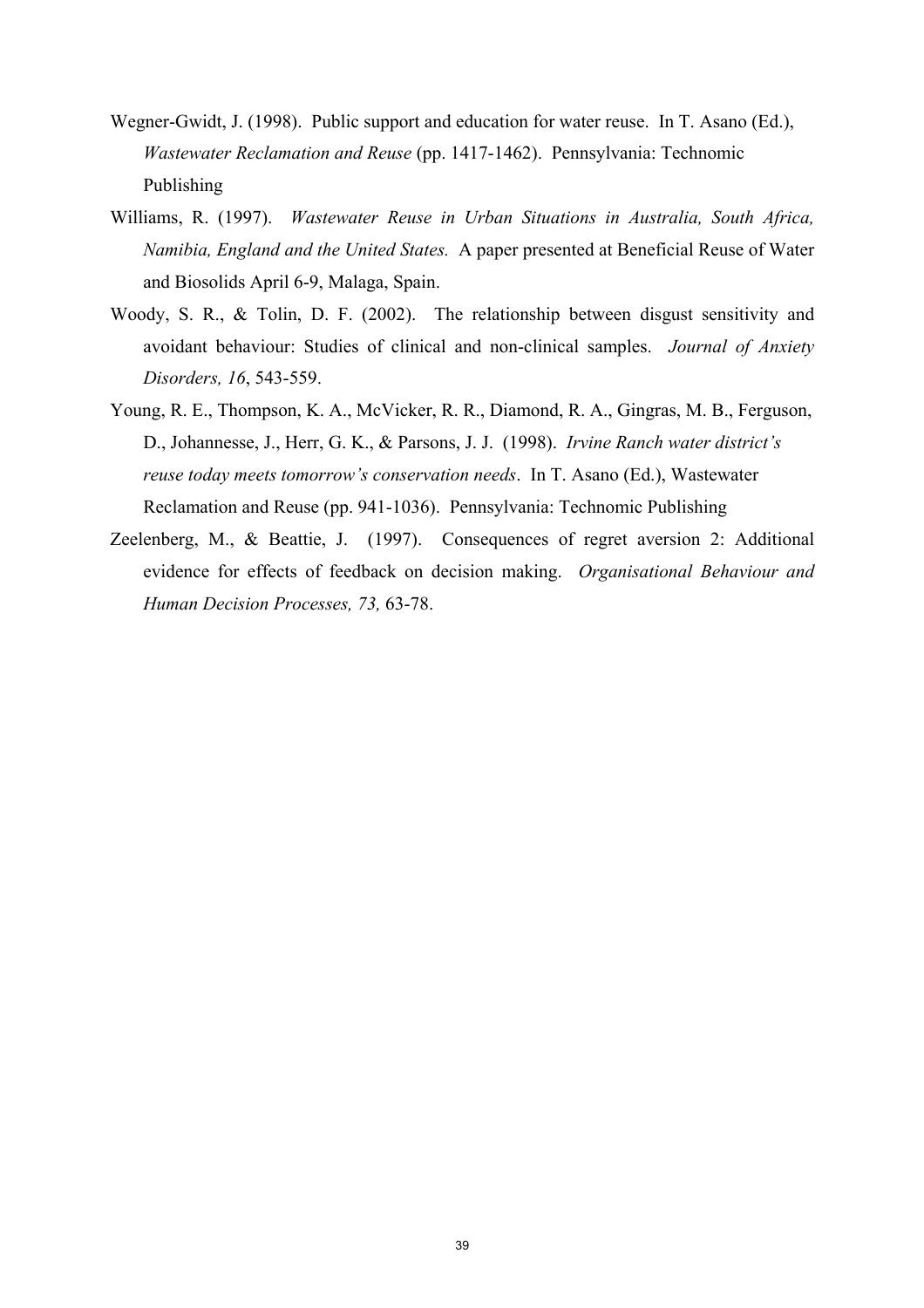Wegner-Gwidt, J. (1998). Public support and education for water reuse. In T. Asano (Ed.), *Wastewater Reclamation and Reuse* (pp. 1417-1462). Pennsylvania: Technomic Publishing

Williams, R. (1997). *Wastewater Reuse in Urban Situations in Australia, South Africa, Namibia, England and the United States.* A paper presented at Beneficial Reuse of Water and Biosolids April 6-9, Malaga, Spain.

Woody, S. R., & Tolin, D. F. (2002). The relationship between disgust sensitivity and avoidant behaviour: Studies of clinical and non-clinical samples. *Journal of Anxiety Disorders, 16*, 543-559.

Young, R. E., Thompson, K. A., McVicker, R. R., Diamond, R. A., Gingras, M. B., Ferguson, D., Johannesse, J., Herr, G. K., & Parsons, J. J. (1998). *Irvine Ranch water district's reuse today meets tomorrow's conservation needs*. In T. Asano (Ed.), Wastewater Reclamation and Reuse (pp. 941-1036). Pennsylvania: Technomic Publishing

Zeelenberg, M., & Beattie, J. (1997). Consequences of regret aversion 2: Additional evidence for effects of feedback on decision making. *Organisational Behaviour and Human Decision Processes, 73,* 63-78.